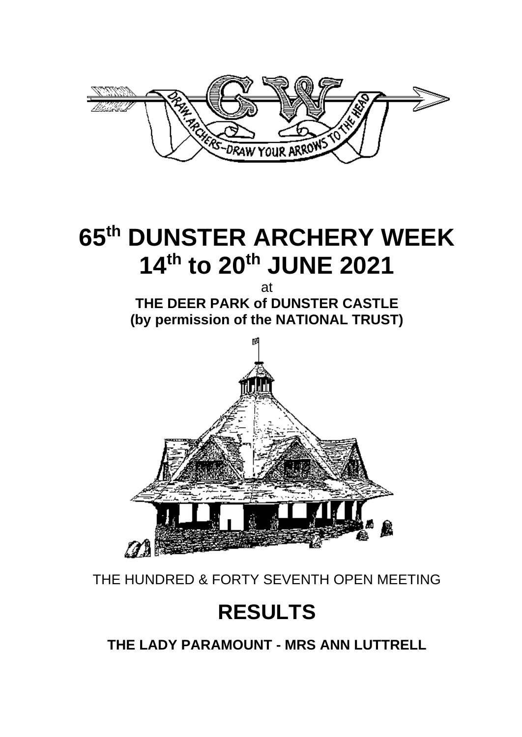# 65th DUNSTER ARCHERY WEEK
# 14th to 20th JUNE 2021

at

**THE DEER PARK of DUNSTER CASTLE**
**(by permission of the NATIONAL TRUST)**

THE HUNDRED & FORTY SEVENTH OPEN MEETING

# RESULTS

**THE LADY PARAMOUNT - MRS ANN LUTTRELL**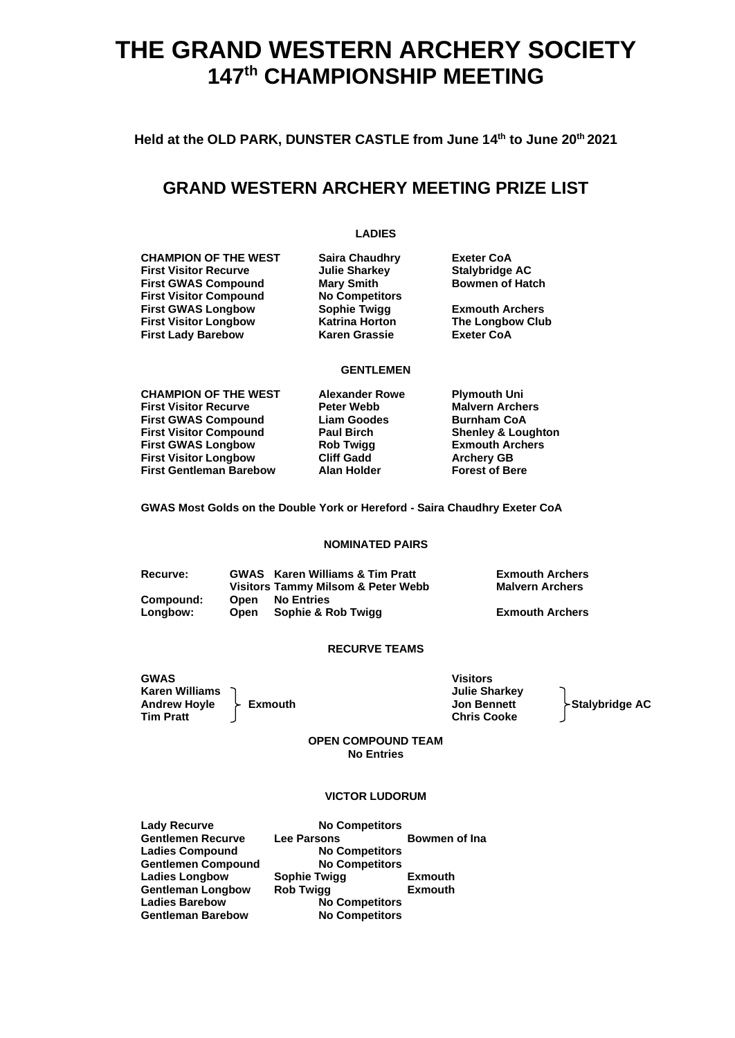# THE GRAND WESTERN ARCHERY SOCIETY
# 147th CHAMPIONSHIP MEETING

**Held at the OLD PARK, DUNSTER CASTLE from June 14th to June 20th 2021**

## GRAND WESTERN ARCHERY MEETING PRIZE LIST

### LADIES

| | | |
|---|---|---|
| **CHAMPION OF THE WEST** | **Saira Chaudhry** | **Exeter CoA** |
| **First Visitor Recurve** | **Julie Sharkey** | **Stalybridge AC** |
| **First GWAS Compound** | **Mary Smith** | **Bowmen of Hatch** |
| **First Visitor Compound** | **No Competitors** | |
| **First GWAS Longbow** | **Sophie Twigg** | **Exmouth Archers** |
| **First Visitor Longbow** | **Katrina Horton** | **The Longbow Club** |
| **First Lady Barebow** | **Karen Grassie** | **Exeter CoA** |

### GENTLEMEN

| | | |
|---|---|---|
| **CHAMPION OF THE WEST** | **Alexander Rowe** | **Plymouth Uni** |
| **First Visitor Recurve** | **Peter Webb** | **Malvern Archers** |
| **First GWAS Compound** | **Liam Goodes** | **Burnham CoA** |
| **First Visitor Compound** | **Paul Birch** | **Shenley & Loughton** |
| **First GWAS Longbow** | **Rob Twigg** | **Exmouth Archers** |
| **First Visitor Longbow** | **Cliff Gadd** | **Archery GB** |
| **First Gentleman Barebow** | **Alan Holder** | **Forest of Bere** |

**GWAS Most Golds on the Double York or Hereford - Saira Chaudhry Exeter CoA**

### NOMINATED PAIRS

| | | | |
|---|---|---|---|
| **Recurve:** | **GWAS** | **Karen Williams & Tim Pratt** | **Exmouth Archers** |
| | **Visitors** | **Tammy Milsom & Peter Webb** | **Malvern Archers** |
| **Compound:** | **Open** | **No Entries** | |
| **Longbow:** | **Open** | **Sophie & Rob Twigg** | **Exmouth Archers** |

### RECURVE TEAMS

| **GWAS** | | **Visitors** | |
|---|---|---|---|
| **Karen Williams** | | **Julie Sharkey** | |
| **Andrew Hoyle** | **Exmouth** | **Jon Bennett** | **Stalybridge AC** |
| **Tim Pratt** | | **Chris Cooke** | |

### OPEN COMPOUND TEAM
**No Entries**

### VICTOR LUDORUM

| | | |
|---|---|---|
| **Lady Recurve** | **No Competitors** | |
| **Gentlemen Recurve** | **Lee Parsons** | **Bowmen of Ina** |
| **Ladies Compound** | **No Competitors** | |
| **Gentlemen Compound** | **No Competitors** | |
| **Ladies Longbow** | **Sophie Twigg** | **Exmouth** |
| **Gentleman Longbow** | **Rob Twigg** | **Exmouth** |
| **Ladies Barebow** | **No Competitors** | |
| **Gentleman Barebow** | **No Competitors** | |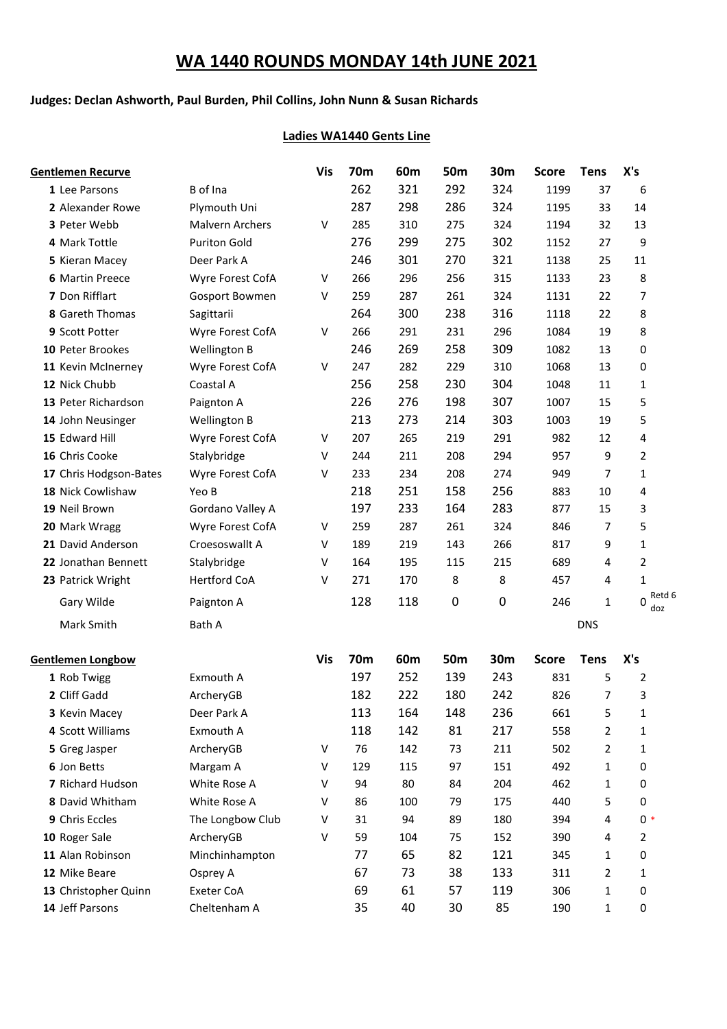# WA 1440 ROUNDS MONDAY 14th JUNE 2021

**Judges: Declan Ashworth, Paul Burden, Phil Collins, John Nunn & Susan Richards**

**Ladies WA1440 Gents Line**

| Gentlemen Recurve | | Vis | 70m | 60m | 50m | 30m | Score | Tens | X's | |
|---|---|---|---|---|---|---|---|---|---|---|
| 1 Lee Parsons | B of Ina | | 262 | 321 | 292 | 324 | 1199 | 37 | 6 | |
| 2 Alexander Rowe | Plymouth Uni | | 287 | 298 | 286 | 324 | 1195 | 33 | 14 | |
| 3 Peter Webb | Malvern Archers | V | 285 | 310 | 275 | 324 | 1194 | 32 | 13 | |
| 4 Mark Tottle | Puriton Gold | | 276 | 299 | 275 | 302 | 1152 | 27 | 9 | |
| 5 Kieran Macey | Deer Park A | | 246 | 301 | 270 | 321 | 1138 | 25 | 11 | |
| 6 Martin Preece | Wyre Forest CofA | V | 266 | 296 | 256 | 315 | 1133 | 23 | 8 | |
| 7 Don Rifflart | Gosport Bowmen | V | 259 | 287 | 261 | 324 | 1131 | 22 | 7 | |
| 8 Gareth Thomas | Sagittarii | | 264 | 300 | 238 | 316 | 1118 | 22 | 8 | |
| 9 Scott Potter | Wyre Forest CofA | V | 266 | 291 | 231 | 296 | 1084 | 19 | 8 | |
| 10 Peter Brookes | Wellington B | | 246 | 269 | 258 | 309 | 1082 | 13 | 0 | |
| 11 Kevin McInerney | Wyre Forest CofA | V | 247 | 282 | 229 | 310 | 1068 | 13 | 0 | |
| 12 Nick Chubb | Coastal A | | 256 | 258 | 230 | 304 | 1048 | 11 | 1 | |
| 13 Peter Richardson | Paignton A | | 226 | 276 | 198 | 307 | 1007 | 15 | 5 | |
| 14 John Neusinger | Wellington B | | 213 | 273 | 214 | 303 | 1003 | 19 | 5 | |
| 15 Edward Hill | Wyre Forest CofA | V | 207 | 265 | 219 | 291 | 982 | 12 | 4 | |
| 16 Chris Cooke | Stalybridge | V | 244 | 211 | 208 | 294 | 957 | 9 | 2 | |
| 17 Chris Hodgson-Bates | Wyre Forest CofA | V | 233 | 234 | 208 | 274 | 949 | 7 | 1 | |
| 18 Nick Cowlishaw | Yeo B | | 218 | 251 | 158 | 256 | 883 | 10 | 4 | |
| 19 Neil Brown | Gordano Valley A | | 197 | 233 | 164 | 283 | 877 | 15 | 3 | |
| 20 Mark Wragg | Wyre Forest CofA | V | 259 | 287 | 261 | 324 | 846 | 7 | 5 | |
| 21 David Anderson | Croesoswallt A | V | 189 | 219 | 143 | 266 | 817 | 9 | 1 | |
| 22 Jonathan Bennett | Stalybridge | V | 164 | 195 | 115 | 215 | 689 | 4 | 2 | |
| 23 Patrick Wright | Hertford CoA | V | 271 | 170 | 8 | 8 | 457 | 4 | 1 | |
| Gary Wilde | Paignton A | | 128 | 118 | 0 | 0 | 246 | 1 | 0 | Retd 6 doz |
| Mark Smith | Bath A | | | | | | | DNS | | |

| Gentlemen Longbow | | Vis | 70m | 60m | 50m | 30m | Score | Tens | X's | |
|---|---|---|---|---|---|---|---|---|---|---|
| 1 Rob Twigg | Exmouth A | | 197 | 252 | 139 | 243 | 831 | 5 | 2 | |
| 2 Cliff Gadd | ArcheryGB | | 182 | 222 | 180 | 242 | 826 | 7 | 3 | |
| 3 Kevin Macey | Deer Park A | | 113 | 164 | 148 | 236 | 661 | 5 | 1 | |
| 4 Scott Williams | Exmouth A | | 118 | 142 | 81 | 217 | 558 | 2 | 1 | |
| 5 Greg Jasper | ArcheryGB | V | 76 | 142 | 73 | 211 | 502 | 2 | 1 | |
| 6 Jon Betts | Margam A | V | 129 | 115 | 97 | 151 | 492 | 1 | 0 | |
| 7 Richard Hudson | White Rose A | V | 94 | 80 | 84 | 204 | 462 | 1 | 0 | |
| 8 David Whitham | White Rose A | V | 86 | 100 | 79 | 175 | 440 | 5 | 0 | |
| 9 Chris Eccles | The Longbow Club | V | 31 | 94 | 89 | 180 | 394 | 4 | 0 | * |
| 10 Roger Sale | ArcheryGB | V | 59 | 104 | 75 | 152 | 390 | 4 | 2 | |
| 11 Alan Robinson | Minchinhampton | | 77 | 65 | 82 | 121 | 345 | 1 | 0 | |
| 12 Mike Beare | Osprey A | | 67 | 73 | 38 | 133 | 311 | 2 | 1 | |
| 13 Christopher Quinn | Exeter CoA | | 69 | 61 | 57 | 119 | 306 | 1 | 0 | |
| 14 Jeff Parsons | Cheltenham A | | 35 | 40 | 30 | 85 | 190 | 1 | 0 | |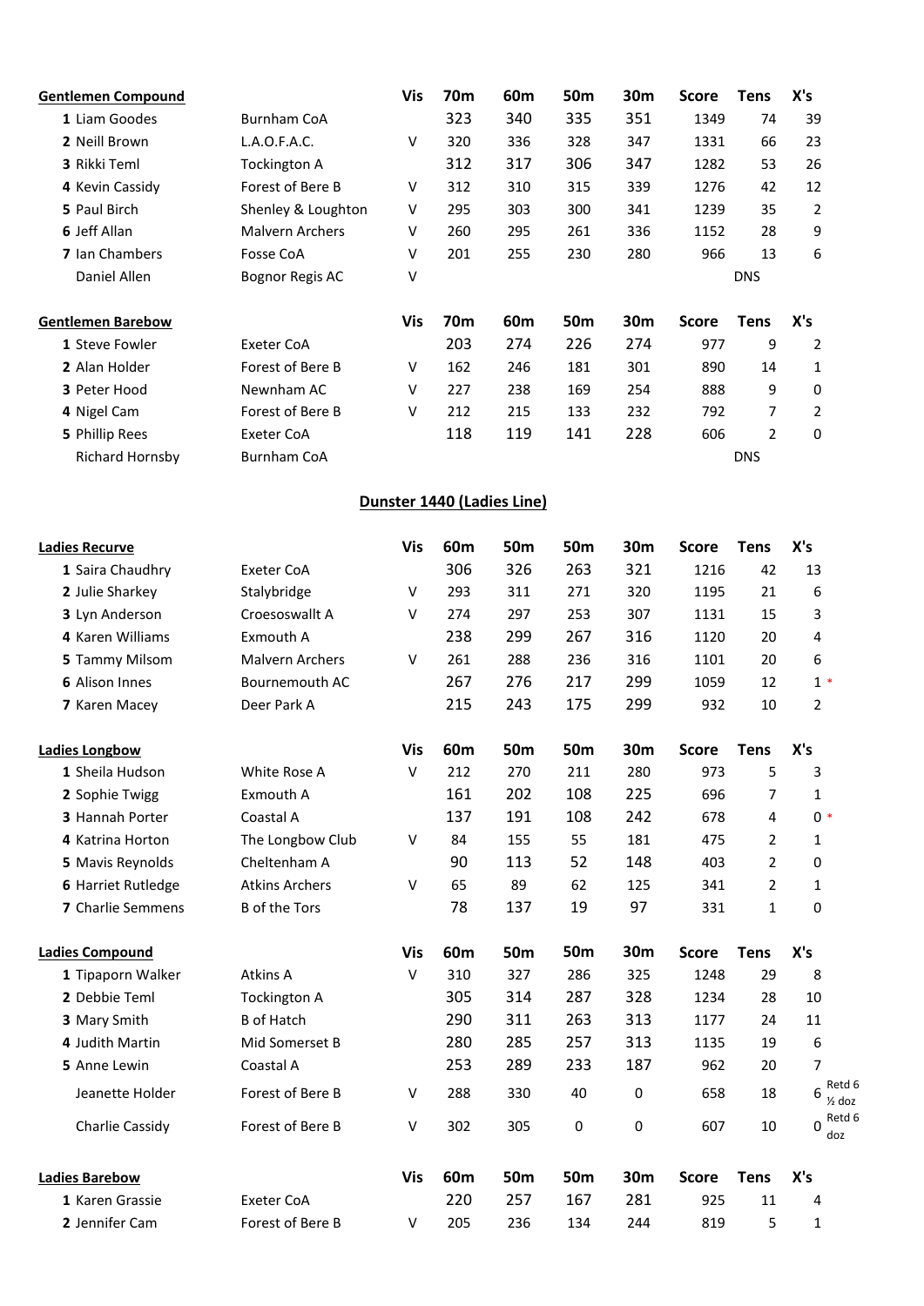| Gentlemen Compound | | Vis | 70m | 60m | 50m | 30m | Score | Tens | X's |
|---|---|---|---|---|---|---|---|---|---|
| 1 Liam Goodes | Burnham CoA | | 323 | 340 | 335 | 351 | 1349 | 74 | 39 |
| 2 Neill Brown | L.A.O.F.A.C. | V | 320 | 336 | 328 | 347 | 1331 | 66 | 23 |
| 3 Rikki Teml | Tockington A | | 312 | 317 | 306 | 347 | 1282 | 53 | 26 |
| 4 Kevin Cassidy | Forest of Bere B | V | 312 | 310 | 315 | 339 | 1276 | 42 | 12 |
| 5 Paul Birch | Shenley & Loughton | V | 295 | 303 | 300 | 341 | 1239 | 35 | 2 |
| 6 Jeff Allan | Malvern Archers | V | 260 | 295 | 261 | 336 | 1152 | 28 | 9 |
| 7 Ian Chambers | Fosse CoA | V | 201 | 255 | 230 | 280 | 966 | 13 | 6 |
| Daniel Allen | Bognor Regis AC | V | | | | | | DNS | |

| Gentlemen Barebow | | Vis | 70m | 60m | 50m | 30m | Score | Tens | X's |
|---|---|---|---|---|---|---|---|---|---|
| 1 Steve Fowler | Exeter CoA | | 203 | 274 | 226 | 274 | 977 | 9 | 2 |
| 2 Alan Holder | Forest of Bere B | V | 162 | 246 | 181 | 301 | 890 | 14 | 1 |
| 3 Peter Hood | Newnham AC | V | 227 | 238 | 169 | 254 | 888 | 9 | 0 |
| 4 Nigel Cam | Forest of Bere B | V | 212 | 215 | 133 | 232 | 792 | 7 | 2 |
| 5 Phillip Rees | Exeter CoA | | 118 | 119 | 141 | 228 | 606 | 2 | 0 |
| Richard Hornsby | Burnham CoA | | | | | | | DNS | |

## Dunster 1440 (Ladies Line)

| Ladies Recurve | | Vis | 60m | 50m | 50m | 30m | Score | Tens | X's |
|---|---|---|---|---|---|---|---|---|---|
| 1 Saira Chaudhry | Exeter CoA | | 306 | 326 | 263 | 321 | 1216 | 42 | 13 |
| 2 Julie Sharkey | Stalybridge | V | 293 | 311 | 271 | 320 | 1195 | 21 | 6 |
| 3 Lyn Anderson | Croesoswallt A | V | 274 | 297 | 253 | 307 | 1131 | 15 | 3 |
| 4 Karen Williams | Exmouth A | | 238 | 299 | 267 | 316 | 1120 | 20 | 4 |
| 5 Tammy Milsom | Malvern Archers | V | 261 | 288 | 236 | 316 | 1101 | 20 | 6 |
| 6 Alison Innes | Bournemouth AC | | 267 | 276 | 217 | 299 | 1059 | 12 | 1 * |
| 7 Karen Macey | Deer Park A | | 215 | 243 | 175 | 299 | 932 | 10 | 2 |

| Ladies Longbow | | Vis | 60m | 50m | 50m | 30m | Score | Tens | X's |
|---|---|---|---|---|---|---|---|---|---|
| 1 Sheila Hudson | White Rose A | V | 212 | 270 | 211 | 280 | 973 | 5 | 3 |
| 2 Sophie Twigg | Exmouth A | | 161 | 202 | 108 | 225 | 696 | 7 | 1 |
| 3 Hannah Porter | Coastal A | | 137 | 191 | 108 | 242 | 678 | 4 | 0 * |
| 4 Katrina Horton | The Longbow Club | V | 84 | 155 | 55 | 181 | 475 | 2 | 1 |
| 5 Mavis Reynolds | Cheltenham A | | 90 | 113 | 52 | 148 | 403 | 2 | 0 |
| 6 Harriet Rutledge | Atkins Archers | V | 65 | 89 | 62 | 125 | 341 | 2 | 1 |
| 7 Charlie Semmens | B of the Tors | | 78 | 137 | 19 | 97 | 331 | 1 | 0 |

| Ladies Compound | | Vis | 60m | 50m | 50m | 30m | Score | Tens | X's |
|---|---|---|---|---|---|---|---|---|---|
| 1 Tipaporn Walker | Atkins A | V | 310 | 327 | 286 | 325 | 1248 | 29 | 8 |
| 2 Debbie Teml | Tockington A | | 305 | 314 | 287 | 328 | 1234 | 28 | 10 |
| 3 Mary Smith | B of Hatch | | 290 | 311 | 263 | 313 | 1177 | 24 | 11 |
| 4 Judith Martin | Mid Somerset B | | 280 | 285 | 257 | 313 | 1135 | 19 | 6 |
| 5 Anne Lewin | Coastal A | | 253 | 289 | 233 | 187 | 962 | 20 | 7 |
| Jeanette Holder | Forest of Bere B | V | 288 | 330 | 40 | 0 | 658 | 18 | 6 Retd 6 ½ doz |
| Charlie Cassidy | Forest of Bere B | V | 302 | 305 | 0 | 0 | 607 | 10 | 0 Retd 6 doz |

| Ladies Barebow | | Vis | 60m | 50m | 50m | 30m | Score | Tens | X's |
|---|---|---|---|---|---|---|---|---|---|
| 1 Karen Grassie | Exeter CoA | | 220 | 257 | 167 | 281 | 925 | 11 | 4 |
| 2 Jennifer Cam | Forest of Bere B | V | 205 | 236 | 134 | 244 | 819 | 5 | 1 |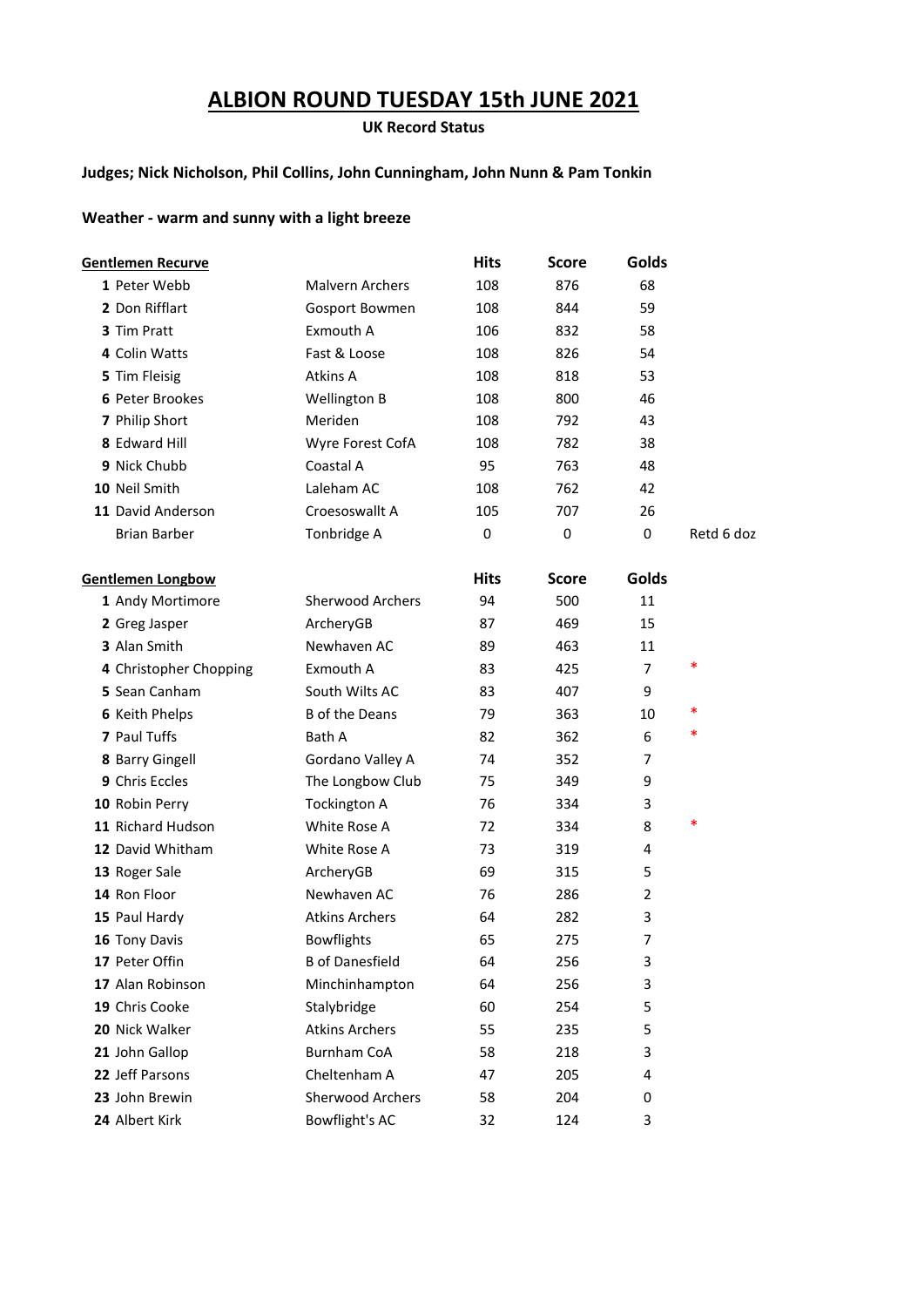# ALBION ROUND TUESDAY 15th JUNE 2021

**UK Record Status**

**Judges; Nick Nicholson, Phil Collins, John Cunningham, John Nunn & Pam Tonkin**

**Weather - warm and sunny with a light breeze**

| Gentlemen Recurve | | Hits | Score | Golds | |
|---|---|---|---|---|---|
| 1 Peter Webb | Malvern Archers | 108 | 876 | 68 | |
| 2 Don Rifflart | Gosport Bowmen | 108 | 844 | 59 | |
| 3 Tim Pratt | Exmouth A | 106 | 832 | 58 | |
| 4 Colin Watts | Fast & Loose | 108 | 826 | 54 | |
| 5 Tim Fleisig | Atkins A | 108 | 818 | 53 | |
| 6 Peter Brookes | Wellington B | 108 | 800 | 46 | |
| 7 Philip Short | Meriden | 108 | 792 | 43 | |
| 8 Edward Hill | Wyre Forest CofA | 108 | 782 | 38 | |
| 9 Nick Chubb | Coastal A | 95 | 763 | 48 | |
| 10 Neil Smith | Laleham AC | 108 | 762 | 42 | |
| 11 David Anderson | Croesoswallt A | 105 | 707 | 26 | |
| Brian Barber | Tonbridge A | 0 | 0 | 0 | Retd 6 doz |

| Gentlemen Longbow | | Hits | Score | Golds | |
|---|---|---|---|---|---|
| 1 Andy Mortimore | Sherwood Archers | 94 | 500 | 11 | |
| 2 Greg Jasper | ArcheryGB | 87 | 469 | 15 | |
| 3 Alan Smith | Newhaven AC | 89 | 463 | 11 | |
| 4 Christopher Chopping | Exmouth A | 83 | 425 | 7 | * |
| 5 Sean Canham | South Wilts AC | 83 | 407 | 9 | |
| 6 Keith Phelps | B of the Deans | 79 | 363 | 10 | * |
| 7 Paul Tuffs | Bath A | 82 | 362 | 6 | * |
| 8 Barry Gingell | Gordano Valley A | 74 | 352 | 7 | |
| 9 Chris Eccles | The Longbow Club | 75 | 349 | 9 | |
| 10 Robin Perry | Tockington A | 76 | 334 | 3 | |
| 11 Richard Hudson | White Rose A | 72 | 334 | 8 | * |
| 12 David Whitham | White Rose A | 73 | 319 | 4 | |
| 13 Roger Sale | ArcheryGB | 69 | 315 | 5 | |
| 14 Ron Floor | Newhaven AC | 76 | 286 | 2 | |
| 15 Paul Hardy | Atkins Archers | 64 | 282 | 3 | |
| 16 Tony Davis | Bowflights | 65 | 275 | 7 | |
| 17 Peter Offin | B of Danesfield | 64 | 256 | 3 | |
| 17 Alan Robinson | Minchinhampton | 64 | 256 | 3 | |
| 19 Chris Cooke | Stalybridge | 60 | 254 | 5 | |
| 20 Nick Walker | Atkins Archers | 55 | 235 | 5 | |
| 21 John Gallop | Burnham CoA | 58 | 218 | 3 | |
| 22 Jeff Parsons | Cheltenham A | 47 | 205 | 4 | |
| 23 John Brewin | Sherwood Archers | 58 | 204 | 0 | |
| 24 Albert Kirk | Bowflight's AC | 32 | 124 | 3 | |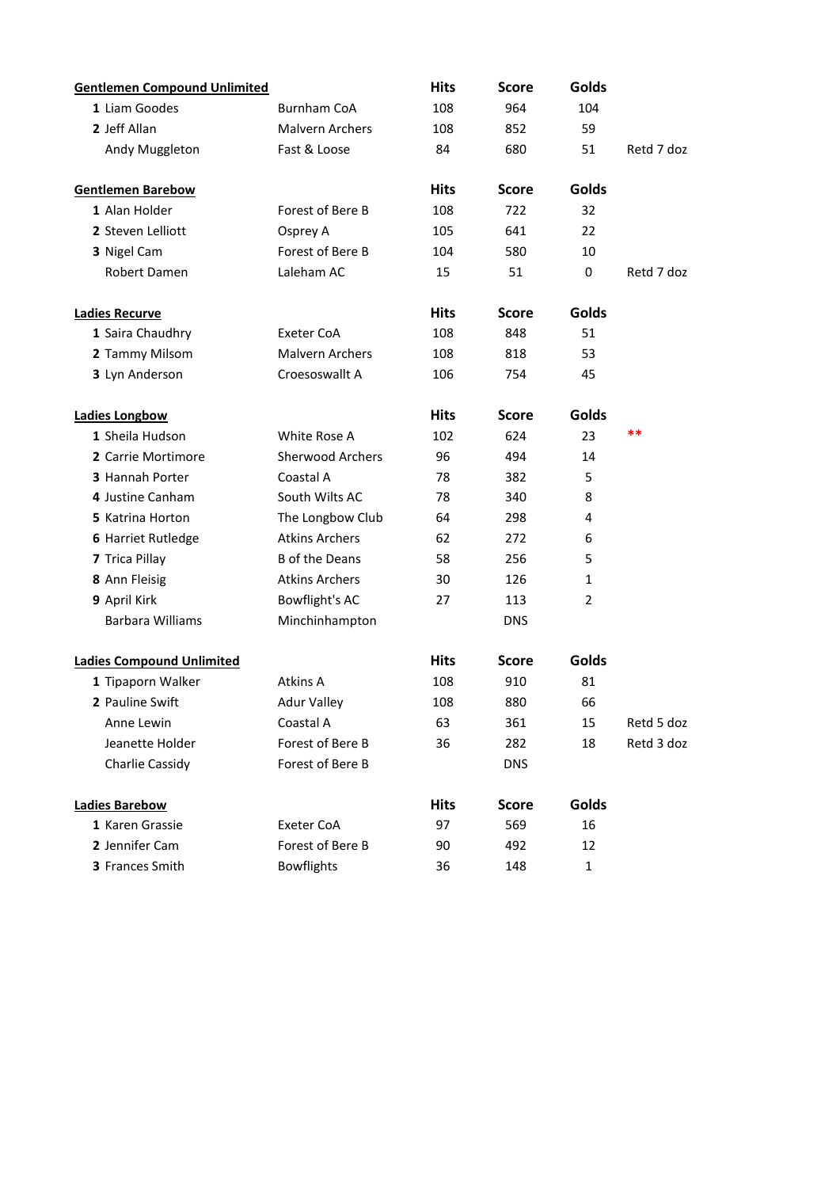| Gentlemen Compound Unlimited | | Hits | Score | Golds | |
|---|---|---|---|---|---|
| **1** Liam Goodes | Burnham CoA | 108 | 964 | 104 | |
| **2** Jeff Allan | Malvern Archers | 108 | 852 | 59 | |
| Andy Muggleton | Fast & Loose | 84 | 680 | 51 | Retd 7 doz |

| Gentlemen Barebow | | Hits | Score | Golds | |
|---|---|---|---|---|---|
| **1** Alan Holder | Forest of Bere B | 108 | 722 | 32 | |
| **2** Steven Lelliott | Osprey A | 105 | 641 | 22 | |
| **3** Nigel Cam | Forest of Bere B | 104 | 580 | 10 | |
| Robert Damen | Laleham AC | 15 | 51 | 0 | Retd 7 doz |

| Ladies Recurve | | Hits | Score | Golds |
|---|---|---|---|---|
| **1** Saira Chaudhry | Exeter CoA | 108 | 848 | 51 |
| **2** Tammy Milsom | Malvern Archers | 108 | 818 | 53 |
| **3** Lyn Anderson | Croesoswallt A | 106 | 754 | 45 |

| Ladies Longbow | | Hits | Score | Golds | |
|---|---|---|---|---|---|
| **1** Sheila Hudson | White Rose A | 102 | 624 | 23 | ** |
| **2** Carrie Mortimore | Sherwood Archers | 96 | 494 | 14 | |
| **3** Hannah Porter | Coastal A | 78 | 382 | 5 | |
| **4** Justine Canham | South Wilts AC | 78 | 340 | 8 | |
| **5** Katrina Horton | The Longbow Club | 64 | 298 | 4 | |
| **6** Harriet Rutledge | Atkins Archers | 62 | 272 | 6 | |
| **7** Trica Pillay | B of the Deans | 58 | 256 | 5 | |
| **8** Ann Fleisig | Atkins Archers | 30 | 126 | 1 | |
| **9** April Kirk | Bowflight's AC | 27 | 113 | 2 | |
| Barbara Williams | Minchinhampton | | DNS | | |

| Ladies Compound Unlimited | | Hits | Score | Golds | |
|---|---|---|---|---|---|
| **1** Tipaporn Walker | Atkins A | 108 | 910 | 81 | |
| **2** Pauline Swift | Adur Valley | 108 | 880 | 66 | |
| Anne Lewin | Coastal A | 63 | 361 | 15 | Retd 5 doz |
| Jeanette Holder | Forest of Bere B | 36 | 282 | 18 | Retd 3 doz |
| Charlie Cassidy | Forest of Bere B | | DNS | | |

| Ladies Barebow | | Hits | Score | Golds |
|---|---|---|---|---|
| **1** Karen Grassie | Exeter CoA | 97 | 569 | 16 |
| **2** Jennifer Cam | Forest of Bere B | 90 | 492 | 12 |
| **3** Frances Smith | Bowflights | 36 | 148 | 1 |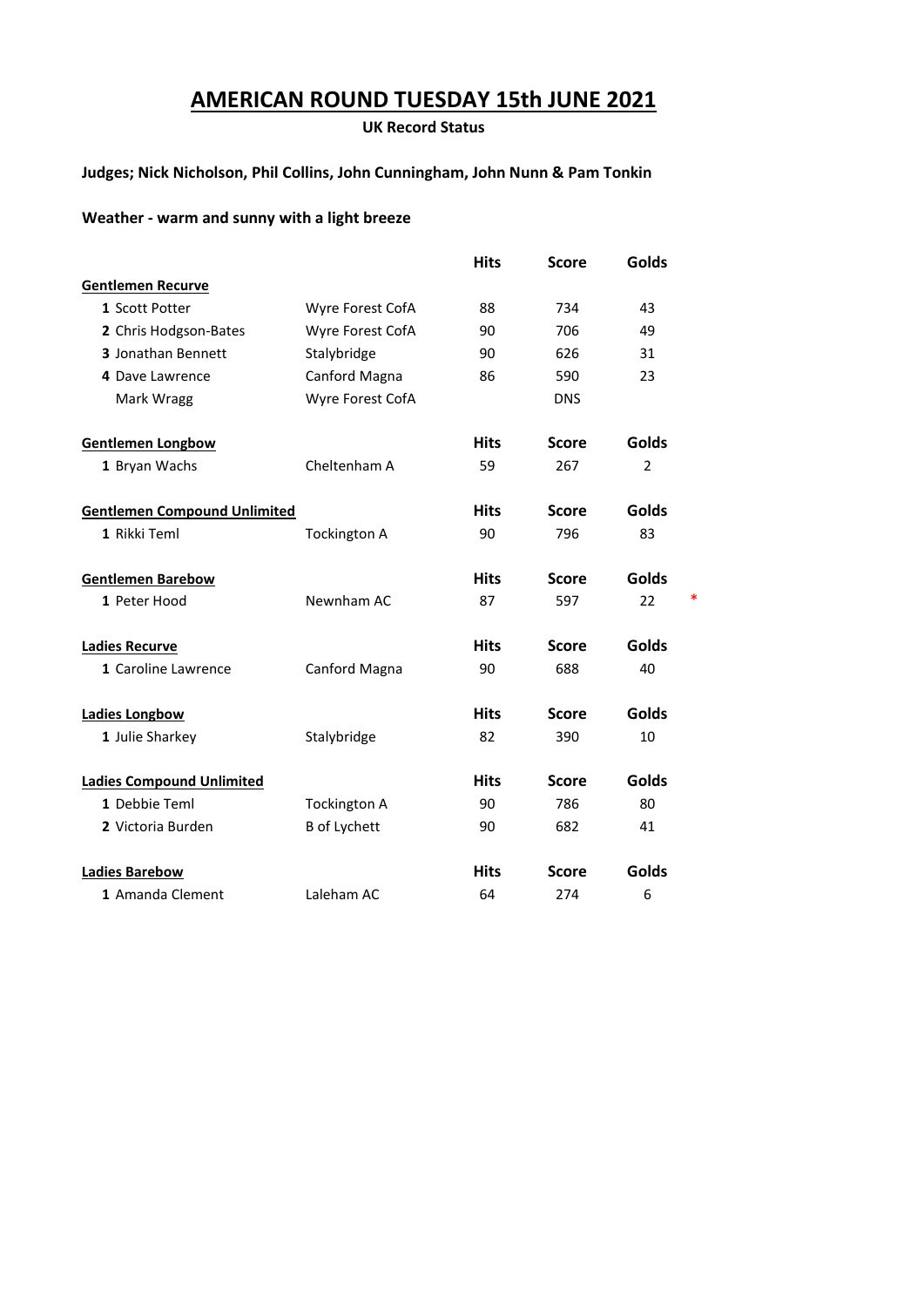# AMERICAN ROUND TUESDAY 15th JUNE 2021

**UK Record Status**

**Judges; Nick Nicholson, Phil Collins, John Cunningham, John Nunn & Pam Tonkin**

**Weather - warm and sunny with a light breeze**

| | | Hits | Score | Golds | |
|---|---|---|---|---|---|
| **Gentlemen Recurve** | | | | | |
| **1** Scott Potter | Wyre Forest CofA | 88 | 734 | 43 | |
| **2** Chris Hodgson-Bates | Wyre Forest CofA | 90 | 706 | 49 | |
| **3** Jonathan Bennett | Stalybridge | 90 | 626 | 31 | |
| **4** Dave Lawrence | Canford Magna | 86 | 590 | 23 | |
| Mark Wragg | Wyre Forest CofA | | DNS | | |
| **Gentlemen Longbow** | | **Hits** | **Score** | **Golds** | |
| **1** Bryan Wachs | Cheltenham A | 59 | 267 | 2 | |
| **Gentlemen Compound Unlimited** | | **Hits** | **Score** | **Golds** | |
| **1** Rikki Teml | Tockington A | 90 | 796 | 83 | |
| **Gentlemen Barebow** | | **Hits** | **Score** | **Golds** | |
| **1** Peter Hood | Newnham AC | 87 | 597 | 22 | * |
| **Ladies Recurve** | | **Hits** | **Score** | **Golds** | |
| **1** Caroline Lawrence | Canford Magna | 90 | 688 | 40 | |
| **Ladies Longbow** | | **Hits** | **Score** | **Golds** | |
| **1** Julie Sharkey | Stalybridge | 82 | 390 | 10 | |
| **Ladies Compound Unlimited** | | **Hits** | **Score** | **Golds** | |
| **1** Debbie Teml | Tockington A | 90 | 786 | 80 | |
| **2** Victoria Burden | B of Lychett | 90 | 682 | 41 | |
| **Ladies Barebow** | | **Hits** | **Score** | **Golds** | |
| **1** Amanda Clement | Laleham AC | 64 | 274 | 6 | |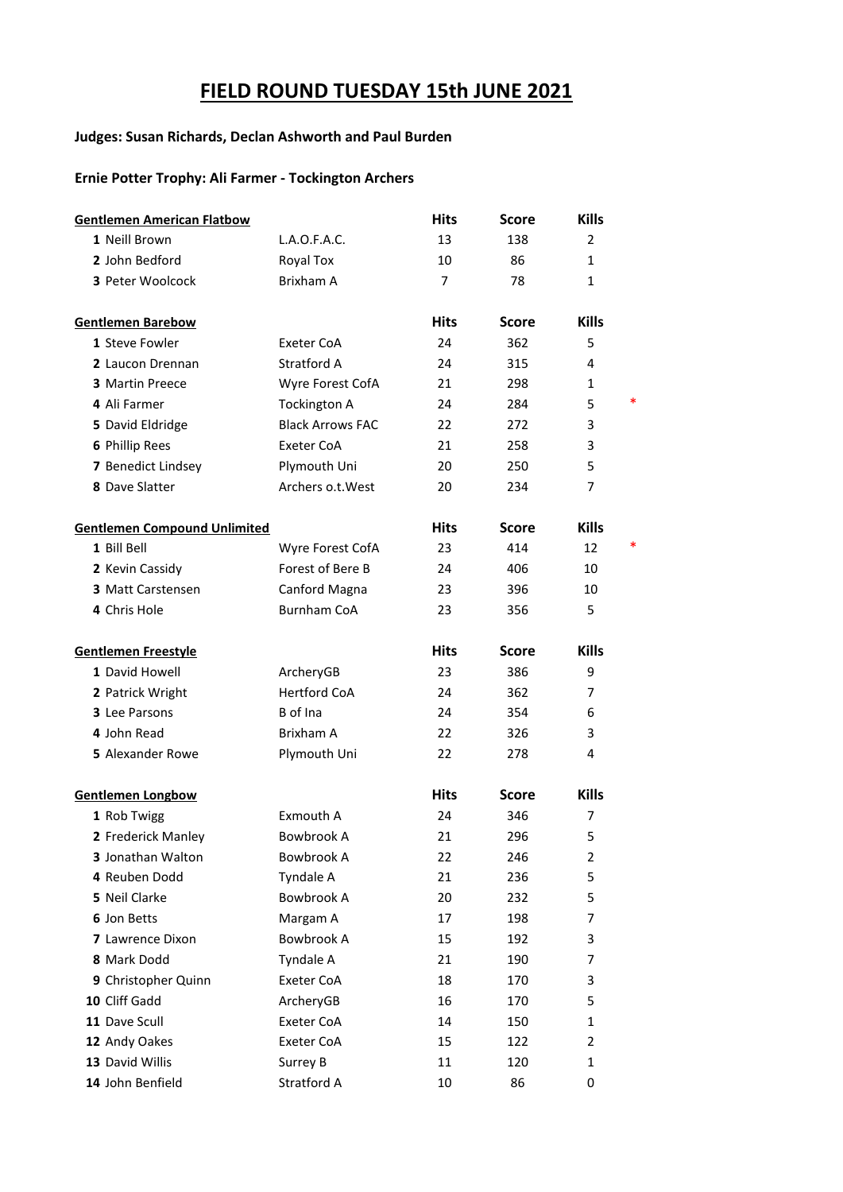# FIELD ROUND TUESDAY 15th JUNE 2021

**Judges: Susan Richards, Declan Ashworth and Paul Burden**

**Ernie Potter Trophy: Ali Farmer - Tockington Archers**

| **Gentlemen American Flatbow** | | **Hits** | **Score** | **Kills** | |
|---|---|---|---|---|---|
| 1 Neill Brown | L.A.O.F.A.C. | 13 | 138 | 2 | |
| 2 John Bedford | Royal Tox | 10 | 86 | 1 | |
| 3 Peter Woolcock | Brixham A | 7 | 78 | 1 | |

| **Gentlemen Barebow** | | **Hits** | **Score** | **Kills** | |
|---|---|---|---|---|---|
| 1 Steve Fowler | Exeter CoA | 24 | 362 | 5 | |
| 2 Laucon Drennan | Stratford A | 24 | 315 | 4 | |
| 3 Martin Preece | Wyre Forest CofA | 21 | 298 | 1 | |
| 4 Ali Farmer | Tockington A | 24 | 284 | 5 | * |
| 5 David Eldridge | Black Arrows FAC | 22 | 272 | 3 | |
| 6 Phillip Rees | Exeter CoA | 21 | 258 | 3 | |
| 7 Benedict Lindsey | Plymouth Uni | 20 | 250 | 5 | |
| 8 Dave Slatter | Archers o.t.West | 20 | 234 | 7 | |

| **Gentlemen Compound Unlimited** | | **Hits** | **Score** | **Kills** | |
|---|---|---|---|---|---|
| 1 Bill Bell | Wyre Forest CofA | 23 | 414 | 12 | * |
| 2 Kevin Cassidy | Forest of Bere B | 24 | 406 | 10 | |
| 3 Matt Carstensen | Canford Magna | 23 | 396 | 10 | |
| 4 Chris Hole | Burnham CoA | 23 | 356 | 5 | |

| **Gentlemen Freestyle** | | **Hits** | **Score** | **Kills** |
|---|---|---|---|---|
| 1 David Howell | ArcheryGB | 23 | 386 | 9 |
| 2 Patrick Wright | Hertford CoA | 24 | 362 | 7 |
| 3 Lee Parsons | B of Ina | 24 | 354 | 6 |
| 4 John Read | Brixham A | 22 | 326 | 3 |
| 5 Alexander Rowe | Plymouth Uni | 22 | 278 | 4 |

| **Gentlemen Longbow** | | **Hits** | **Score** | **Kills** |
|---|---|---|---|---|
| 1 Rob Twigg | Exmouth A | 24 | 346 | 7 |
| 2 Frederick Manley | Bowbrook A | 21 | 296 | 5 |
| 3 Jonathan Walton | Bowbrook A | 22 | 246 | 2 |
| 4 Reuben Dodd | Tyndale A | 21 | 236 | 5 |
| 5 Neil Clarke | Bowbrook A | 20 | 232 | 5 |
| 6 Jon Betts | Margam A | 17 | 198 | 7 |
| 7 Lawrence Dixon | Bowbrook A | 15 | 192 | 3 |
| 8 Mark Dodd | Tyndale A | 21 | 190 | 7 |
| 9 Christopher Quinn | Exeter CoA | 18 | 170 | 3 |
| 10 Cliff Gadd | ArcheryGB | 16 | 170 | 5 |
| 11 Dave Scull | Exeter CoA | 14 | 150 | 1 |
| 12 Andy Oakes | Exeter CoA | 15 | 122 | 2 |
| 13 David Willis | Surrey B | 11 | 120 | 1 |
| 14 John Benfield | Stratford A | 10 | 86 | 0 |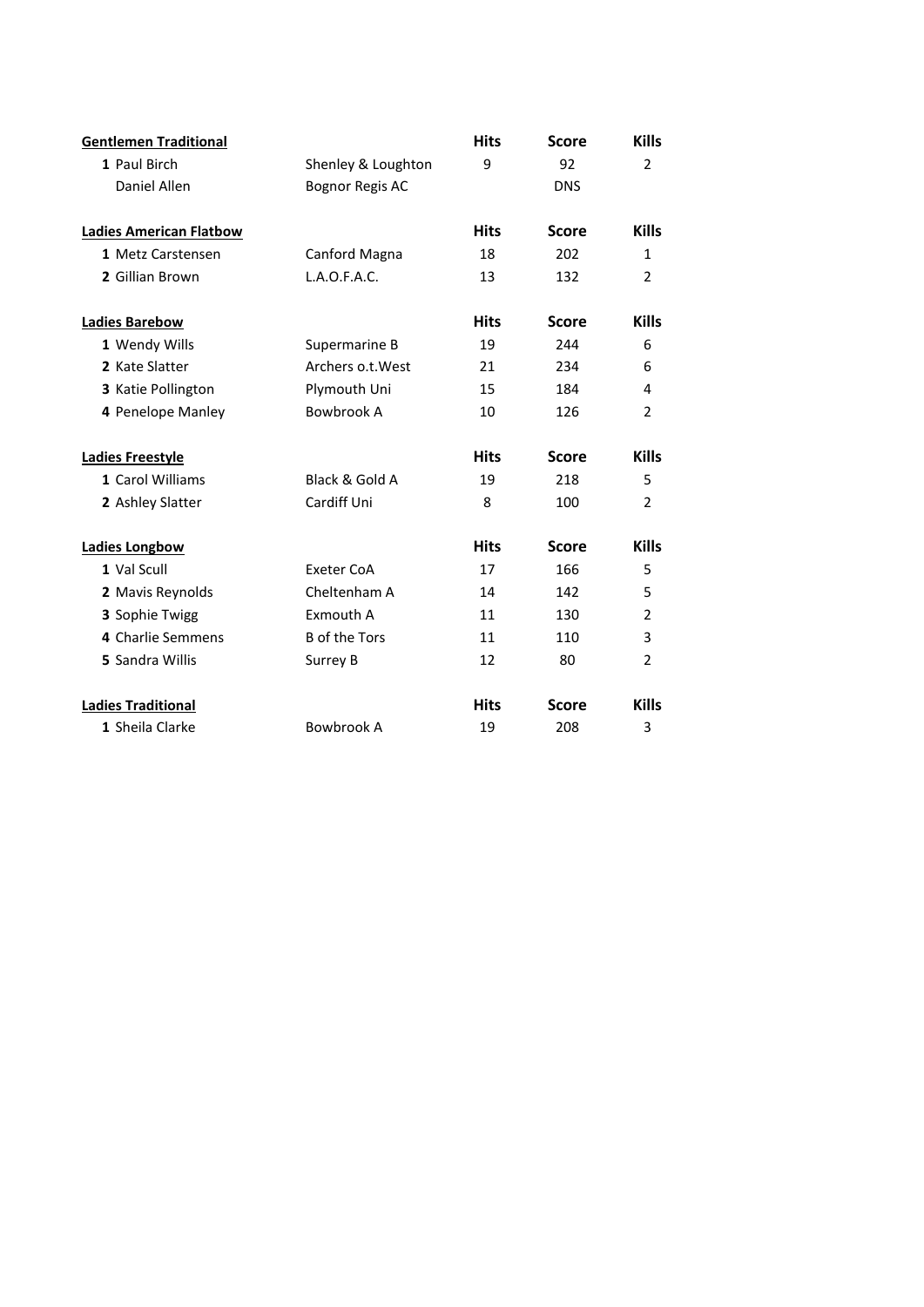| **Gentlemen Traditional** | | **Hits** | **Score** | **Kills** |
|---|---|---|---|---|
| **1** Paul Birch | Shenley & Loughton | 9 | 92 | 2 |
| Daniel Allen | Bognor Regis AC | | DNS | |

| **Ladies American Flatbow** | | **Hits** | **Score** | **Kills** |
|---|---|---|---|---|
| **1** Metz Carstensen | Canford Magna | 18 | 202 | 1 |
| **2** Gillian Brown | L.A.O.F.A.C. | 13 | 132 | 2 |

| **Ladies Barebow** | | **Hits** | **Score** | **Kills** |
|---|---|---|---|---|
| **1** Wendy Wills | Supermarine B | 19 | 244 | 6 |
| **2** Kate Slatter | Archers o.t.West | 21 | 234 | 6 |
| **3** Katie Pollington | Plymouth Uni | 15 | 184 | 4 |
| **4** Penelope Manley | Bowbrook A | 10 | 126 | 2 |

| **Ladies Freestyle** | | **Hits** | **Score** | **Kills** |
|---|---|---|---|---|
| **1** Carol Williams | Black & Gold A | 19 | 218 | 5 |
| **2** Ashley Slatter | Cardiff Uni | 8 | 100 | 2 |

| **Ladies Longbow** | | **Hits** | **Score** | **Kills** |
|---|---|---|---|---|
| **1** Val Scull | Exeter CoA | 17 | 166 | 5 |
| **2** Mavis Reynolds | Cheltenham A | 14 | 142 | 5 |
| **3** Sophie Twigg | Exmouth A | 11 | 130 | 2 |
| **4** Charlie Semmens | B of the Tors | 11 | 110 | 3 |
| **5** Sandra Willis | Surrey B | 12 | 80 | 2 |

| **Ladies Traditional** | | **Hits** | **Score** | **Kills** |
|---|---|---|---|---|
| **1** Sheila Clarke | Bowbrook A | 19 | 208 | 3 |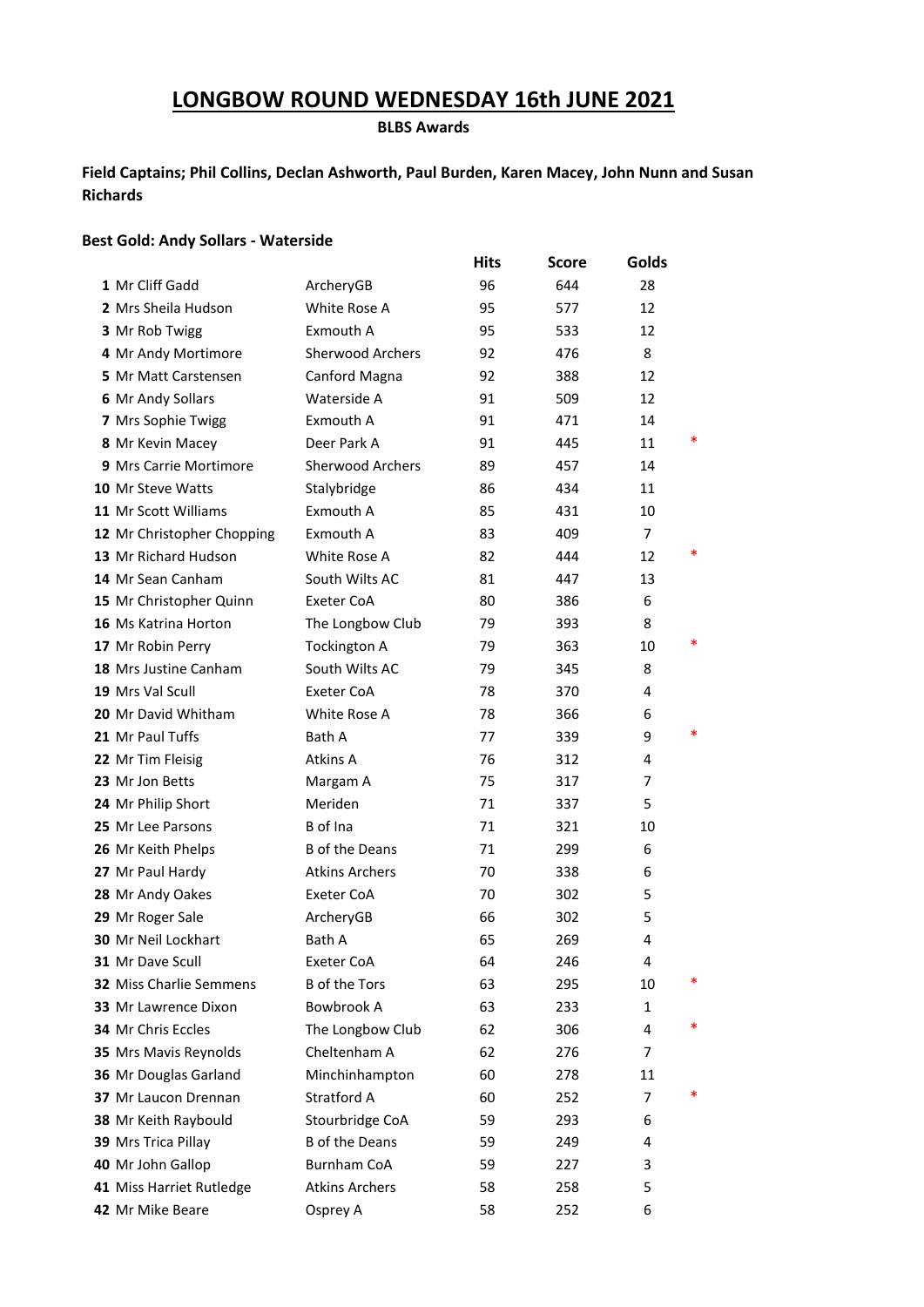# LONGBOW ROUND WEDNESDAY 16th JUNE 2021

**BLBS Awards**

**Field Captains; Phil Collins, Declan Ashworth, Paul Burden, Karen Macey, John Nunn and Susan Richards**

**Best Gold: Andy Sollars - Waterside**

| | Name | Club | Hits | Score | Golds | |
|---|---|---|---|---|---|---|
| **1** | Mr Cliff Gadd | ArcheryGB | 96 | 644 | 28 | |
| **2** | Mrs Sheila Hudson | White Rose A | 95 | 577 | 12 | |
| **3** | Mr Rob Twigg | Exmouth A | 95 | 533 | 12 | |
| **4** | Mr Andy Mortimore | Sherwood Archers | 92 | 476 | 8 | |
| **5** | Mr Matt Carstensen | Canford Magna | 92 | 388 | 12 | |
| **6** | Mr Andy Sollars | Waterside A | 91 | 509 | 12 | |
| **7** | Mrs Sophie Twigg | Exmouth A | 91 | 471 | 14 | |
| **8** | Mr Kevin Macey | Deer Park A | 91 | 445 | 11 | * |
| **9** | Mrs Carrie Mortimore | Sherwood Archers | 89 | 457 | 14 | |
| **10** | Mr Steve Watts | Stalybridge | 86 | 434 | 11 | |
| **11** | Mr Scott Williams | Exmouth A | 85 | 431 | 10 | |
| **12** | Mr Christopher Chopping | Exmouth A | 83 | 409 | 7 | |
| **13** | Mr Richard Hudson | White Rose A | 82 | 444 | 12 | * |
| **14** | Mr Sean Canham | South Wilts AC | 81 | 447 | 13 | |
| **15** | Mr Christopher Quinn | Exeter CoA | 80 | 386 | 6 | |
| **16** | Ms Katrina Horton | The Longbow Club | 79 | 393 | 8 | |
| **17** | Mr Robin Perry | Tockington A | 79 | 363 | 10 | * |
| **18** | Mrs Justine Canham | South Wilts AC | 79 | 345 | 8 | |
| **19** | Mrs Val Scull | Exeter CoA | 78 | 370 | 4 | |
| **20** | Mr David Whitham | White Rose A | 78 | 366 | 6 | |
| **21** | Mr Paul Tuffs | Bath A | 77 | 339 | 9 | * |
| **22** | Mr Tim Fleisig | Atkins A | 76 | 312 | 4 | |
| **23** | Mr Jon Betts | Margam A | 75 | 317 | 7 | |
| **24** | Mr Philip Short | Meriden | 71 | 337 | 5 | |
| **25** | Mr Lee Parsons | B of Ina | 71 | 321 | 10 | |
| **26** | Mr Keith Phelps | B of the Deans | 71 | 299 | 6 | |
| **27** | Mr Paul Hardy | Atkins Archers | 70 | 338 | 6 | |
| **28** | Mr Andy Oakes | Exeter CoA | 70 | 302 | 5 | |
| **29** | Mr Roger Sale | ArcheryGB | 66 | 302 | 5 | |
| **30** | Mr Neil Lockhart | Bath A | 65 | 269 | 4 | |
| **31** | Mr Dave Scull | Exeter CoA | 64 | 246 | 4 | |
| **32** | Miss Charlie Semmens | B of the Tors | 63 | 295 | 10 | * |
| **33** | Mr Lawrence Dixon | Bowbrook A | 63 | 233 | 1 | |
| **34** | Mr Chris Eccles | The Longbow Club | 62 | 306 | 4 | * |
| **35** | Mrs Mavis Reynolds | Cheltenham A | 62 | 276 | 7 | |
| **36** | Mr Douglas Garland | Minchinhampton | 60 | 278 | 11 | |
| **37** | Mr Laucon Drennan | Stratford A | 60 | 252 | 7 | * |
| **38** | Mr Keith Raybould | Stourbridge CoA | 59 | 293 | 6 | |
| **39** | Mrs Trica Pillay | B of the Deans | 59 | 249 | 4 | |
| **40** | Mr John Gallop | Burnham CoA | 59 | 227 | 3 | |
| **41** | Miss Harriet Rutledge | Atkins Archers | 58 | 258 | 5 | |
| **42** | Mr Mike Beare | Osprey A | 58 | 252 | 6 | |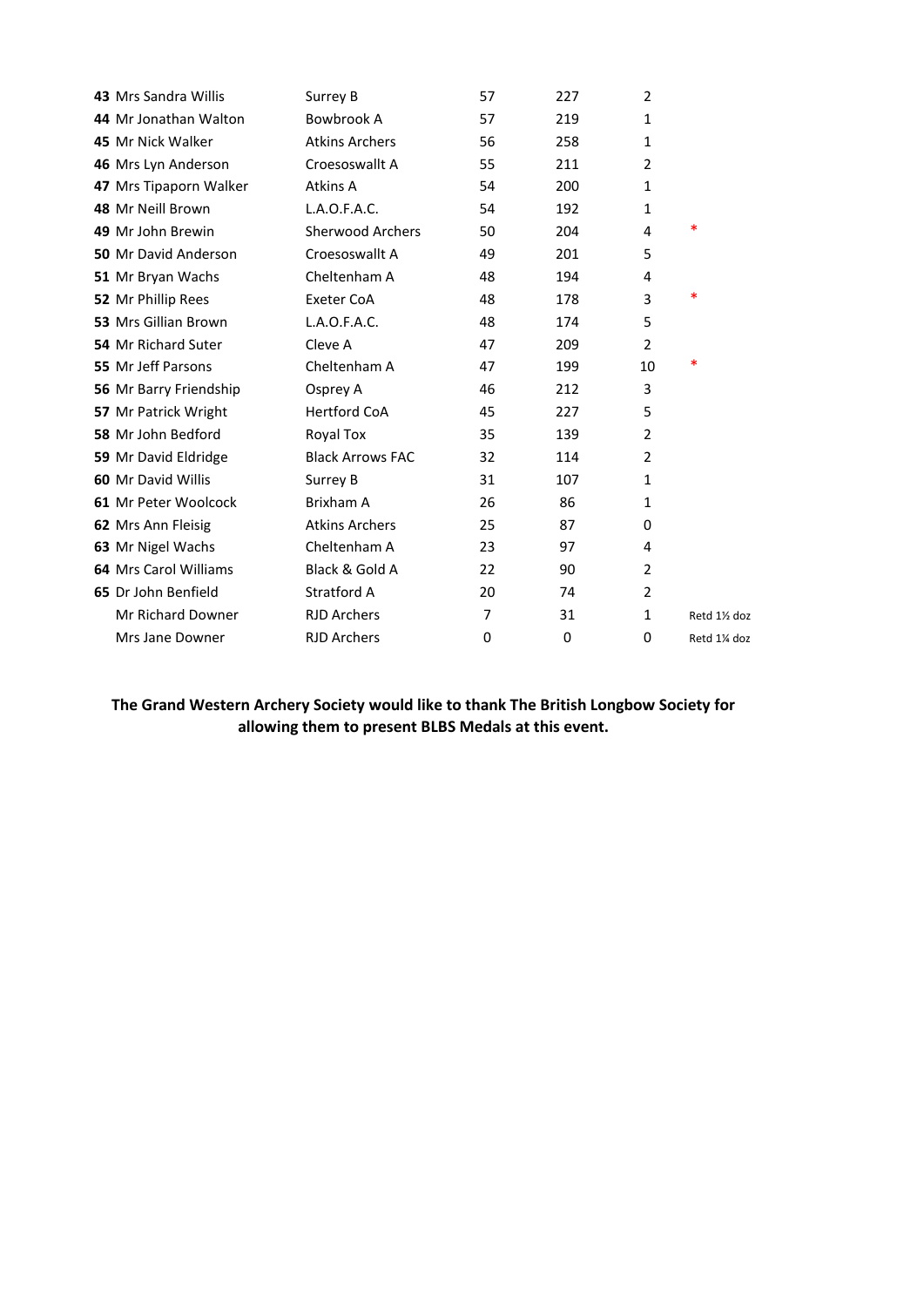| | | | | | | |
|---|---|---|---|---|---|---|
| **43** | Mrs Sandra Willis | Surrey B | 57 | 227 | 2 | |
| **44** | Mr Jonathan Walton | Bowbrook A | 57 | 219 | 1 | |
| **45** | Mr Nick Walker | Atkins Archers | 56 | 258 | 1 | |
| **46** | Mrs Lyn Anderson | Croesoswallt A | 55 | 211 | 2 | |
| **47** | Mrs Tipaporn Walker | Atkins A | 54 | 200 | 1 | |
| **48** | Mr Neill Brown | L.A.O.F.A.C. | 54 | 192 | 1 | |
| **49** | Mr John Brewin | Sherwood Archers | 50 | 204 | 4 | * |
| **50** | Mr David Anderson | Croesoswallt A | 49 | 201 | 5 | |
| **51** | Mr Bryan Wachs | Cheltenham A | 48 | 194 | 4 | |
| **52** | Mr Phillip Rees | Exeter CoA | 48 | 178 | 3 | * |
| **53** | Mrs Gillian Brown | L.A.O.F.A.C. | 48 | 174 | 5 | |
| **54** | Mr Richard Suter | Cleve A | 47 | 209 | 2 | |
| **55** | Mr Jeff Parsons | Cheltenham A | 47 | 199 | 10 | * |
| **56** | Mr Barry Friendship | Osprey A | 46 | 212 | 3 | |
| **57** | Mr Patrick Wright | Hertford CoA | 45 | 227 | 5 | |
| **58** | Mr John Bedford | Royal Tox | 35 | 139 | 2 | |
| **59** | Mr David Eldridge | Black Arrows FAC | 32 | 114 | 2 | |
| **60** | Mr David Willis | Surrey B | 31 | 107 | 1 | |
| **61** | Mr Peter Woolcock | Brixham A | 26 | 86 | 1 | |
| **62** | Mrs Ann Fleisig | Atkins Archers | 25 | 87 | 0 | |
| **63** | Mr Nigel Wachs | Cheltenham A | 23 | 97 | 4 | |
| **64** | Mrs Carol Williams | Black & Gold A | 22 | 90 | 2 | |
| **65** | Dr John Benfield | Stratford A | 20 | 74 | 2 | |
| | Mr Richard Downer | RJD Archers | 7 | 31 | 1 | Retd 1½ doz |
| | Mrs Jane Downer | RJD Archers | 0 | 0 | 0 | Retd 1¼ doz |

**The Grand Western Archery Society would like to thank The British Longbow Society for allowing them to present BLBS Medals at this event.**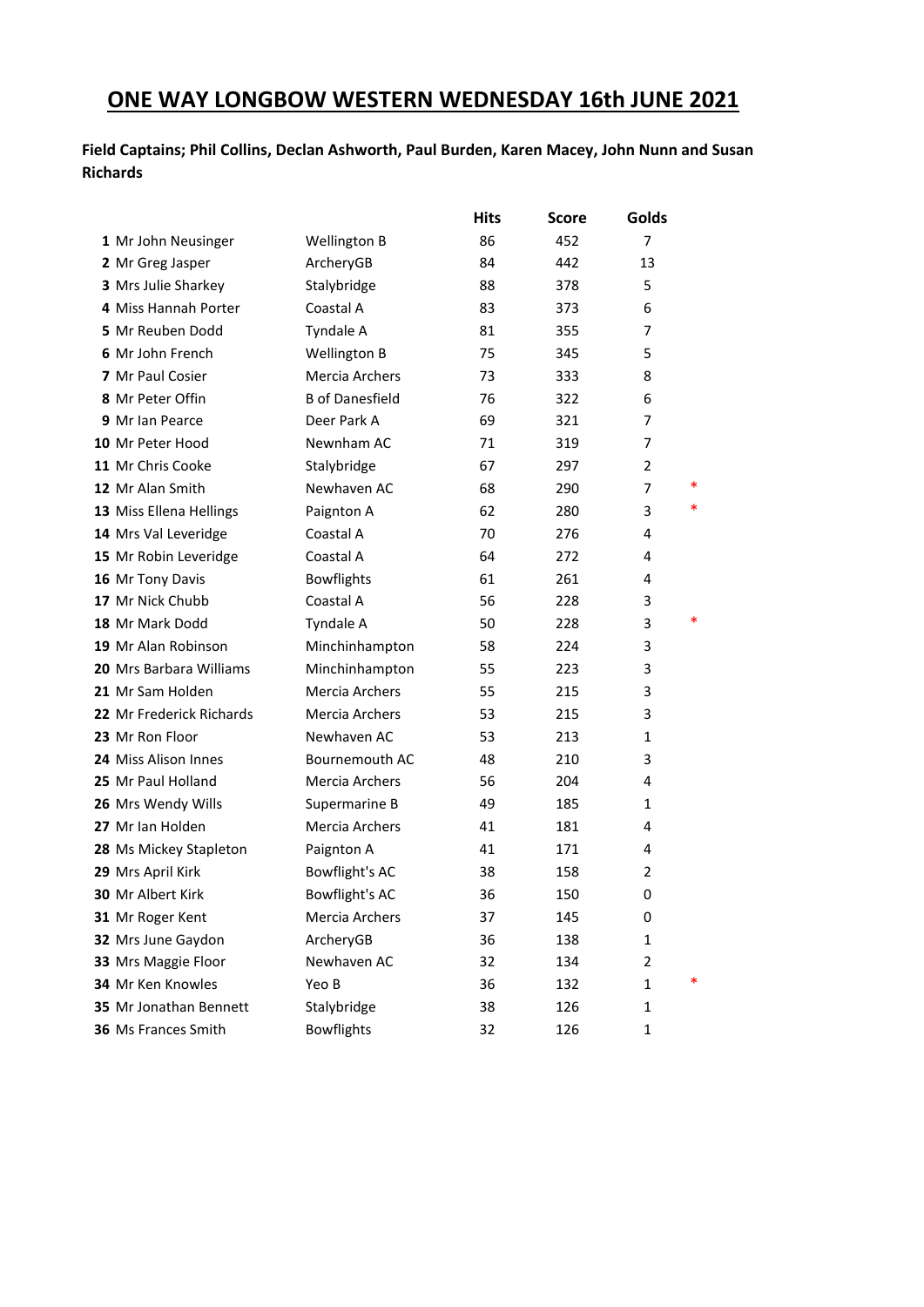# ONE WAY LONGBOW WESTERN WEDNESDAY 16th JUNE 2021

**Field Captains; Phil Collins, Declan Ashworth, Paul Burden, Karen Macey, John Nunn and Susan Richards**

| | | | Hits | Score | Golds | |
|---|---|---|---|---|---|---|
| 1 | Mr John Neusinger | Wellington B | 86 | 452 | 7 | |
| 2 | Mr Greg Jasper | ArcheryGB | 84 | 442 | 13 | |
| 3 | Mrs Julie Sharkey | Stalybridge | 88 | 378 | 5 | |
| 4 | Miss Hannah Porter | Coastal A | 83 | 373 | 6 | |
| 5 | Mr Reuben Dodd | Tyndale A | 81 | 355 | 7 | |
| 6 | Mr John French | Wellington B | 75 | 345 | 5 | |
| 7 | Mr Paul Cosier | Mercia Archers | 73 | 333 | 8 | |
| 8 | Mr Peter Offin | B of Danesfield | 76 | 322 | 6 | |
| 9 | Mr Ian Pearce | Deer Park A | 69 | 321 | 7 | |
| 10 | Mr Peter Hood | Newnham AC | 71 | 319 | 7 | |
| 11 | Mr Chris Cooke | Stalybridge | 67 | 297 | 2 | |
| 12 | Mr Alan Smith | Newhaven AC | 68 | 290 | 7 | * |
| 13 | Miss Ellena Hellings | Paignton A | 62 | 280 | 3 | * |
| 14 | Mrs Val Leveridge | Coastal A | 70 | 276 | 4 | |
| 15 | Mr Robin Leveridge | Coastal A | 64 | 272 | 4 | |
| 16 | Mr Tony Davis | Bowflights | 61 | 261 | 4 | |
| 17 | Mr Nick Chubb | Coastal A | 56 | 228 | 3 | |
| 18 | Mr Mark Dodd | Tyndale A | 50 | 228 | 3 | * |
| 19 | Mr Alan Robinson | Minchinhampton | 58 | 224 | 3 | |
| 20 | Mrs Barbara Williams | Minchinhampton | 55 | 223 | 3 | |
| 21 | Mr Sam Holden | Mercia Archers | 55 | 215 | 3 | |
| 22 | Mr Frederick Richards | Mercia Archers | 53 | 215 | 3 | |
| 23 | Mr Ron Floor | Newhaven AC | 53 | 213 | 1 | |
| 24 | Miss Alison Innes | Bournemouth AC | 48 | 210 | 3 | |
| 25 | Mr Paul Holland | Mercia Archers | 56 | 204 | 4 | |
| 26 | Mrs Wendy Wills | Supermarine B | 49 | 185 | 1 | |
| 27 | Mr Ian Holden | Mercia Archers | 41 | 181 | 4 | |
| 28 | Ms Mickey Stapleton | Paignton A | 41 | 171 | 4 | |
| 29 | Mrs April Kirk | Bowflight's AC | 38 | 158 | 2 | |
| 30 | Mr Albert Kirk | Bowflight's AC | 36 | 150 | 0 | |
| 31 | Mr Roger Kent | Mercia Archers | 37 | 145 | 0 | |
| 32 | Mrs June Gaydon | ArcheryGB | 36 | 138 | 1 | |
| 33 | Mrs Maggie Floor | Newhaven AC | 32 | 134 | 2 | |
| 34 | Mr Ken Knowles | Yeo B | 36 | 132 | 1 | * |
| 35 | Mr Jonathan Bennett | Stalybridge | 38 | 126 | 1 | |
| 36 | Ms Frances Smith | Bowflights | 32 | 126 | 1 | |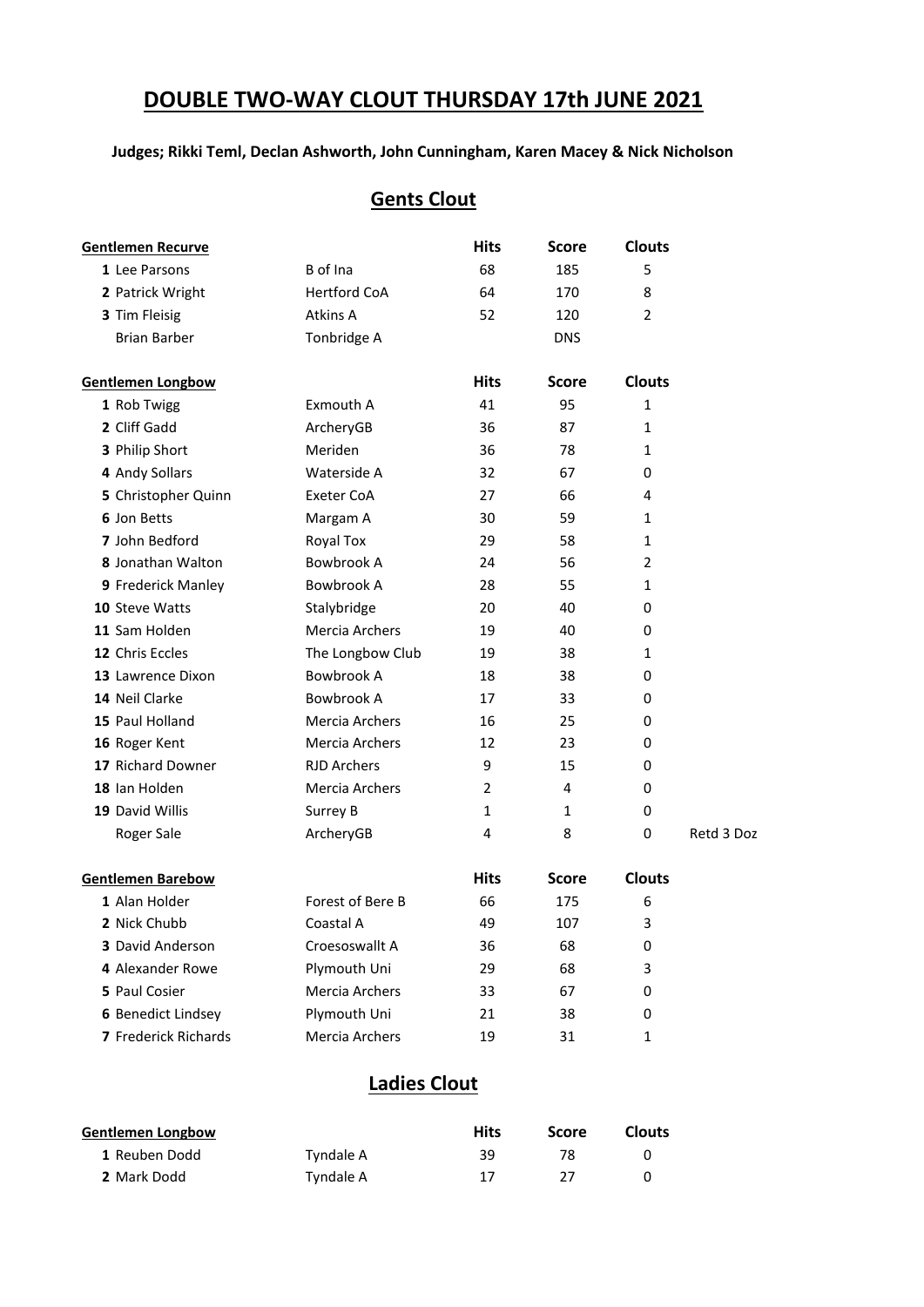# DOUBLE TWO-WAY CLOUT THURSDAY 17th JUNE 2021

**Judges; Rikki Teml, Declan Ashworth, John Cunningham, Karen Macey & Nick Nicholson**

## Gents Clout

| Gentlemen Recurve | | Hits | Score | Clouts | |
|---|---|---|---|---|---|
| 1 Lee Parsons | B of Ina | 68 | 185 | 5 | |
| 2 Patrick Wright | Hertford CoA | 64 | 170 | 8 | |
| 3 Tim Fleisig | Atkins A | 52 | 120 | 2 | |
| Brian Barber | Tonbridge A | | DNS | | |

| Gentlemen Longbow | | Hits | Score | Clouts | |
|---|---|---|---|---|---|
| 1 Rob Twigg | Exmouth A | 41 | 95 | 1 | |
| 2 Cliff Gadd | ArcheryGB | 36 | 87 | 1 | |
| 3 Philip Short | Meriden | 36 | 78 | 1 | |
| 4 Andy Sollars | Waterside A | 32 | 67 | 0 | |
| 5 Christopher Quinn | Exeter CoA | 27 | 66 | 4 | |
| 6 Jon Betts | Margam A | 30 | 59 | 1 | |
| 7 John Bedford | Royal Tox | 29 | 58 | 1 | |
| 8 Jonathan Walton | Bowbrook A | 24 | 56 | 2 | |
| 9 Frederick Manley | Bowbrook A | 28 | 55 | 1 | |
| 10 Steve Watts | Stalybridge | 20 | 40 | 0 | |
| 11 Sam Holden | Mercia Archers | 19 | 40 | 0 | |
| 12 Chris Eccles | The Longbow Club | 19 | 38 | 1 | |
| 13 Lawrence Dixon | Bowbrook A | 18 | 38 | 0 | |
| 14 Neil Clarke | Bowbrook A | 17 | 33 | 0 | |
| 15 Paul Holland | Mercia Archers | 16 | 25 | 0 | |
| 16 Roger Kent | Mercia Archers | 12 | 23 | 0 | |
| 17 Richard Downer | RJD Archers | 9 | 15 | 0 | |
| 18 Ian Holden | Mercia Archers | 2 | 4 | 0 | |
| 19 David Willis | Surrey B | 1 | 1 | 0 | |
| Roger Sale | ArcheryGB | 4 | 8 | 0 | Retd 3 Doz |

| Gentlemen Barebow | | Hits | Score | Clouts |
|---|---|---|---|---|
| 1 Alan Holder | Forest of Bere B | 66 | 175 | 6 |
| 2 Nick Chubb | Coastal A | 49 | 107 | 3 |
| 3 David Anderson | Croesoswallt A | 36 | 68 | 0 |
| 4 Alexander Rowe | Plymouth Uni | 29 | 68 | 3 |
| 5 Paul Cosier | Mercia Archers | 33 | 67 | 0 |
| 6 Benedict Lindsey | Plymouth Uni | 21 | 38 | 0 |
| 7 Frederick Richards | Mercia Archers | 19 | 31 | 1 |

## Ladies Clout

| Gentlemen Longbow | | Hits | Score | Clouts |
|---|---|---|---|---|
| 1 Reuben Dodd | Tyndale A | 39 | 78 | 0 |
| 2 Mark Dodd | Tyndale A | 17 | 27 | 0 |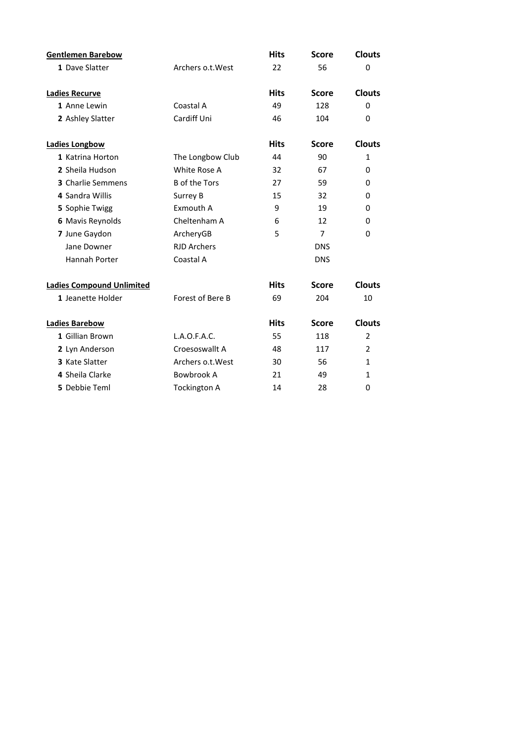| **Gentlemen Barebow** | | **Hits** | **Score** | **Clouts** |
|---|---|---|---|---|
| **1** Dave Slatter | Archers o.t.West | 22 | 56 | 0 |

| **Ladies Recurve** | | **Hits** | **Score** | **Clouts** |
|---|---|---|---|---|
| **1** Anne Lewin | Coastal A | 49 | 128 | 0 |
| **2** Ashley Slatter | Cardiff Uni | 46 | 104 | 0 |

| **Ladies Longbow** | | **Hits** | **Score** | **Clouts** |
|---|---|---|---|---|
| **1** Katrina Horton | The Longbow Club | 44 | 90 | 1 |
| **2** Sheila Hudson | White Rose A | 32 | 67 | 0 |
| **3** Charlie Semmens | B of the Tors | 27 | 59 | 0 |
| **4** Sandra Willis | Surrey B | 15 | 32 | 0 |
| **5** Sophie Twigg | Exmouth A | 9 | 19 | 0 |
| **6** Mavis Reynolds | Cheltenham A | 6 | 12 | 0 |
| **7** June Gaydon | ArcheryGB | 5 | 7 | 0 |
| Jane Downer | RJD Archers | | DNS | |
| Hannah Porter | Coastal A | | DNS | |

| **Ladies Compound Unlimited** | | **Hits** | **Score** | **Clouts** |
|---|---|---|---|---|
| **1** Jeanette Holder | Forest of Bere B | 69 | 204 | 10 |

| **Ladies Barebow** | | **Hits** | **Score** | **Clouts** |
|---|---|---|---|---|
| **1** Gillian Brown | L.A.O.F.A.C. | 55 | 118 | 2 |
| **2** Lyn Anderson | Croesoswallt A | 48 | 117 | 2 |
| **3** Kate Slatter | Archers o.t.West | 30 | 56 | 1 |
| **4** Sheila Clarke | Bowbrook A | 21 | 49 | 1 |
| **5** Debbie Teml | Tockington A | 14 | 28 | 0 |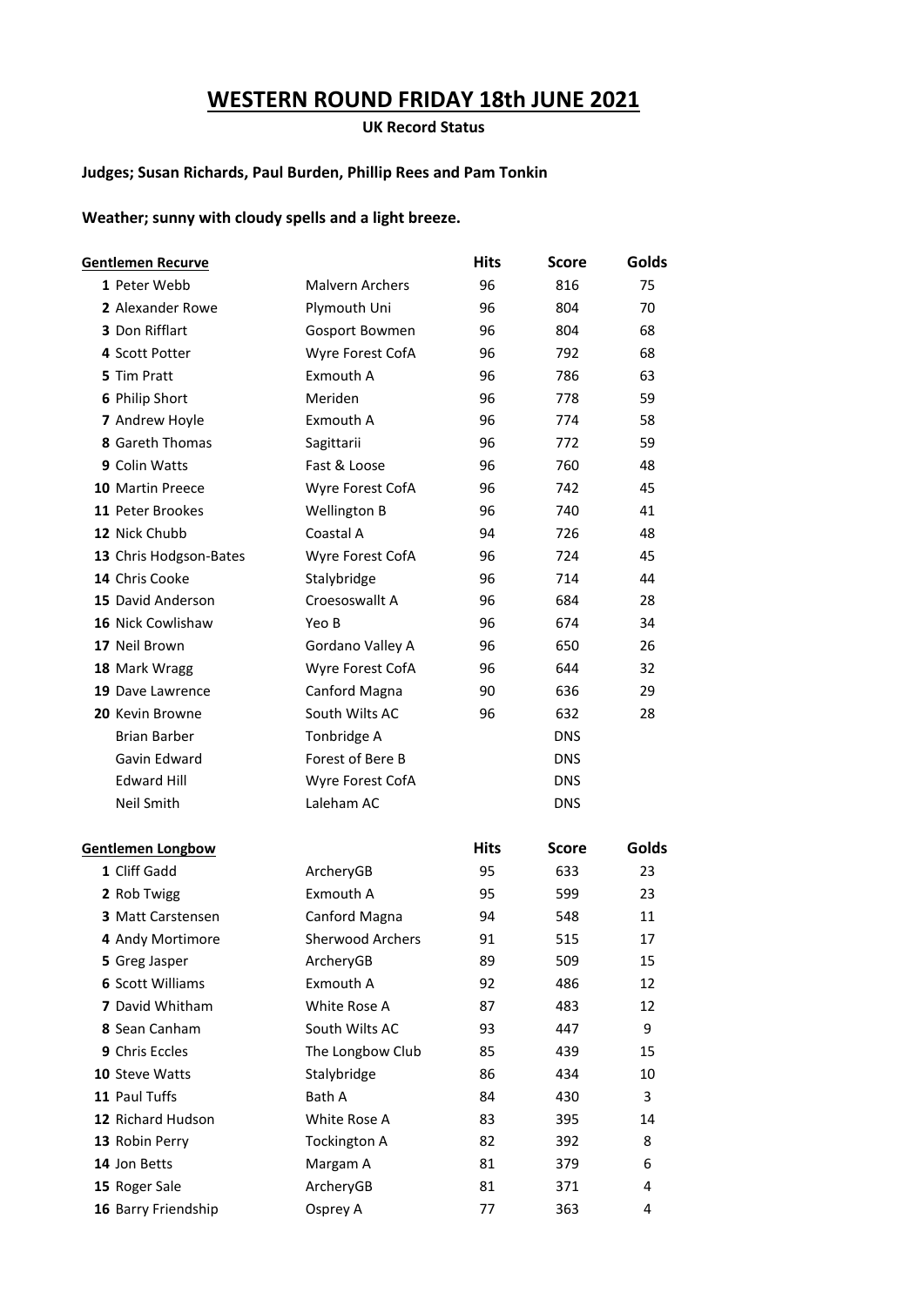# WESTERN ROUND FRIDAY 18th JUNE 2021

**UK Record Status**

**Judges; Susan Richards, Paul Burden, Phillip Rees and Pam Tonkin**

**Weather; sunny with cloudy spells and a light breeze.**

| **Gentlemen Recurve** | | **Hits** | **Score** | **Golds** |
|---|---|---|---|---|
| **1** Peter Webb | Malvern Archers | 96 | 816 | 75 |
| **2** Alexander Rowe | Plymouth Uni | 96 | 804 | 70 |
| **3** Don Rifflart | Gosport Bowmen | 96 | 804 | 68 |
| **4** Scott Potter | Wyre Forest CofA | 96 | 792 | 68 |
| **5** Tim Pratt | Exmouth A | 96 | 786 | 63 |
| **6** Philip Short | Meriden | 96 | 778 | 59 |
| **7** Andrew Hoyle | Exmouth A | 96 | 774 | 58 |
| **8** Gareth Thomas | Sagittarii | 96 | 772 | 59 |
| **9** Colin Watts | Fast & Loose | 96 | 760 | 48 |
| **10** Martin Preece | Wyre Forest CofA | 96 | 742 | 45 |
| **11** Peter Brookes | Wellington B | 96 | 740 | 41 |
| **12** Nick Chubb | Coastal A | 94 | 726 | 48 |
| **13** Chris Hodgson-Bates | Wyre Forest CofA | 96 | 724 | 45 |
| **14** Chris Cooke | Stalybridge | 96 | 714 | 44 |
| **15** David Anderson | Croesoswallt A | 96 | 684 | 28 |
| **16** Nick Cowlishaw | Yeo B | 96 | 674 | 34 |
| **17** Neil Brown | Gordano Valley A | 96 | 650 | 26 |
| **18** Mark Wragg | Wyre Forest CofA | 96 | 644 | 32 |
| **19** Dave Lawrence | Canford Magna | 90 | 636 | 29 |
| **20** Kevin Browne | South Wilts AC | 96 | 632 | 28 |
| Brian Barber | Tonbridge A | | DNS | |
| Gavin Edward | Forest of Bere B | | DNS | |
| Edward Hill | Wyre Forest CofA | | DNS | |
| Neil Smith | Laleham AC | | DNS | |

| **Gentlemen Longbow** | | **Hits** | **Score** | **Golds** |
|---|---|---|---|---|
| **1** Cliff Gadd | ArcheryGB | 95 | 633 | 23 |
| **2** Rob Twigg | Exmouth A | 95 | 599 | 23 |
| **3** Matt Carstensen | Canford Magna | 94 | 548 | 11 |
| **4** Andy Mortimore | Sherwood Archers | 91 | 515 | 17 |
| **5** Greg Jasper | ArcheryGB | 89 | 509 | 15 |
| **6** Scott Williams | Exmouth A | 92 | 486 | 12 |
| **7** David Whitham | White Rose A | 87 | 483 | 12 |
| **8** Sean Canham | South Wilts AC | 93 | 447 | 9 |
| **9** Chris Eccles | The Longbow Club | 85 | 439 | 15 |
| **10** Steve Watts | Stalybridge | 86 | 434 | 10 |
| **11** Paul Tuffs | Bath A | 84 | 430 | 3 |
| **12** Richard Hudson | White Rose A | 83 | 395 | 14 |
| **13** Robin Perry | Tockington A | 82 | 392 | 8 |
| **14** Jon Betts | Margam A | 81 | 379 | 6 |
| **15** Roger Sale | ArcheryGB | 81 | 371 | 4 |
| **16** Barry Friendship | Osprey A | 77 | 363 | 4 |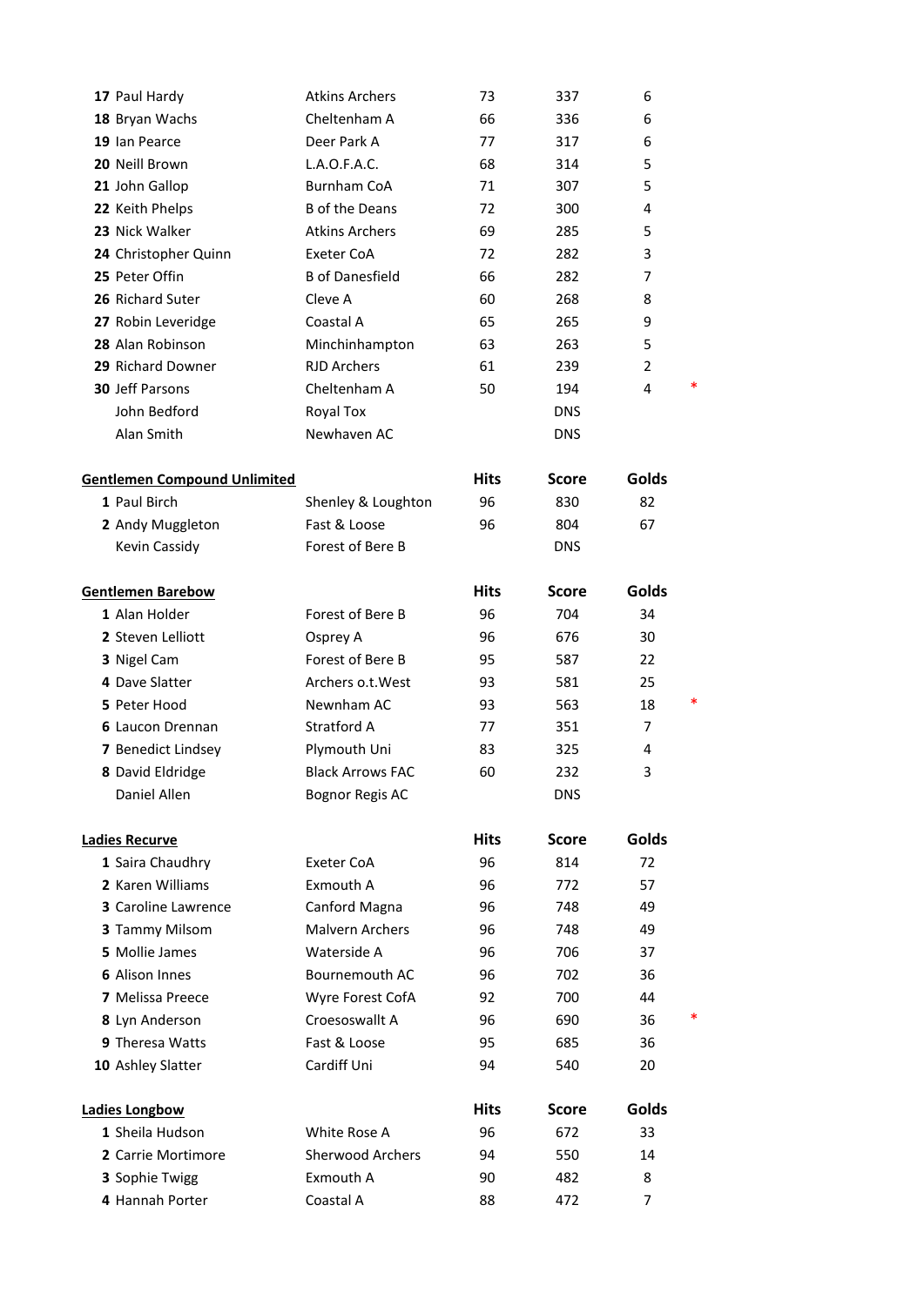| | | Hits | Score | Golds | |
|---|---|---|---|---|---|
| **17** Paul Hardy | Atkins Archers | 73 | 337 | 6 | |
| **18** Bryan Wachs | Cheltenham A | 66 | 336 | 6 | |
| **19** Ian Pearce | Deer Park A | 77 | 317 | 6 | |
| **20** Neill Brown | L.A.O.F.A.C. | 68 | 314 | 5 | |
| **21** John Gallop | Burnham CoA | 71 | 307 | 5 | |
| **22** Keith Phelps | B of the Deans | 72 | 300 | 4 | |
| **23** Nick Walker | Atkins Archers | 69 | 285 | 5 | |
| **24** Christopher Quinn | Exeter CoA | 72 | 282 | 3 | |
| **25** Peter Offin | B of Danesfield | 66 | 282 | 7 | |
| **26** Richard Suter | Cleve A | 60 | 268 | 8 | |
| **27** Robin Leveridge | Coastal A | 65 | 265 | 9 | |
| **28** Alan Robinson | Minchinhampton | 63 | 263 | 5 | |
| **29** Richard Downer | RJD Archers | 61 | 239 | 2 | |
| **30** Jeff Parsons | Cheltenham A | 50 | 194 | 4 | * |
| John Bedford | Royal Tox | | DNS | | |
| Alan Smith | Newhaven AC | | DNS | | |

| **Gentlemen Compound Unlimited** | | Hits | Score | Golds |
|---|---|---|---|---|
| **1** Paul Birch | Shenley & Loughton | 96 | 830 | 82 |
| **2** Andy Muggleton | Fast & Loose | 96 | 804 | 67 |
| Kevin Cassidy | Forest of Bere B | | DNS | |

| **Gentlemen Barebow** | | Hits | Score | Golds | |
|---|---|---|---|---|---|
| **1** Alan Holder | Forest of Bere B | 96 | 704 | 34 | |
| **2** Steven Lelliott | Osprey A | 96 | 676 | 30 | |
| **3** Nigel Cam | Forest of Bere B | 95 | 587 | 22 | |
| **4** Dave Slatter | Archers o.t.West | 93 | 581 | 25 | |
| **5** Peter Hood | Newnham AC | 93 | 563 | 18 | * |
| **6** Laucon Drennan | Stratford A | 77 | 351 | 7 | |
| **7** Benedict Lindsey | Plymouth Uni | 83 | 325 | 4 | |
| **8** David Eldridge | Black Arrows FAC | 60 | 232 | 3 | |
| Daniel Allen | Bognor Regis AC | | DNS | | |

| **Ladies Recurve** | | Hits | Score | Golds | |
|---|---|---|---|---|---|
| **1** Saira Chaudhry | Exeter CoA | 96 | 814 | 72 | |
| **2** Karen Williams | Exmouth A | 96 | 772 | 57 | |
| **3** Caroline Lawrence | Canford Magna | 96 | 748 | 49 | |
| **3** Tammy Milsom | Malvern Archers | 96 | 748 | 49 | |
| **5** Mollie James | Waterside A | 96 | 706 | 37 | |
| **6** Alison Innes | Bournemouth AC | 96 | 702 | 36 | |
| **7** Melissa Preece | Wyre Forest CofA | 92 | 700 | 44 | |
| **8** Lyn Anderson | Croesoswallt A | 96 | 690 | 36 | * |
| **9** Theresa Watts | Fast & Loose | 95 | 685 | 36 | |
| **10** Ashley Slatter | Cardiff Uni | 94 | 540 | 20 | |

| **Ladies Longbow** | | Hits | Score | Golds |
|---|---|---|---|---|
| **1** Sheila Hudson | White Rose A | 96 | 672 | 33 |
| **2** Carrie Mortimore | Sherwood Archers | 94 | 550 | 14 |
| **3** Sophie Twigg | Exmouth A | 90 | 482 | 8 |
| **4** Hannah Porter | Coastal A | 88 | 472 | 7 |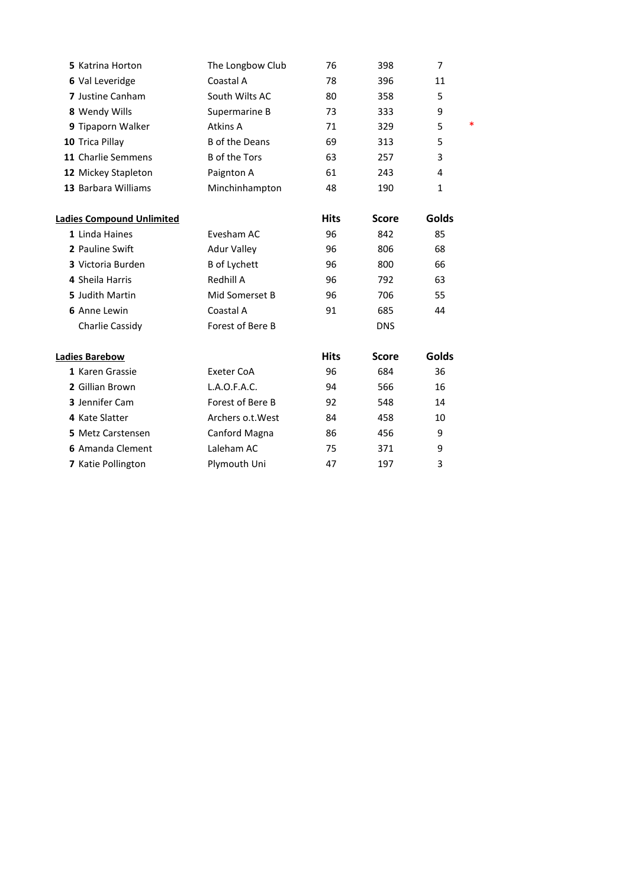| | | Hits | Score | Golds | |
|---|---|---|---|---|---|
| **5** Katrina Horton | The Longbow Club | 76 | 398 | 7 | |
| **6** Val Leveridge | Coastal A | 78 | 396 | 11 | |
| **7** Justine Canham | South Wilts AC | 80 | 358 | 5 | |
| **8** Wendy Wills | Supermarine B | 73 | 333 | 9 | |
| **9** Tipaporn Walker | Atkins A | 71 | 329 | 5 | * |
| **10** Trica Pillay | B of the Deans | 69 | 313 | 5 | |
| **11** Charlie Semmens | B of the Tors | 63 | 257 | 3 | |
| **12** Mickey Stapleton | Paignton A | 61 | 243 | 4 | |
| **13** Barbara Williams | Minchinhampton | 48 | 190 | 1 | |

| **Ladies Compound Unlimited** | | **Hits** | **Score** | **Golds** |
|---|---|---|---|---|
| **1** Linda Haines | Evesham AC | 96 | 842 | 85 |
| **2** Pauline Swift | Adur Valley | 96 | 806 | 68 |
| **3** Victoria Burden | B of Lychett | 96 | 800 | 66 |
| **4** Sheila Harris | Redhill A | 96 | 792 | 63 |
| **5** Judith Martin | Mid Somerset B | 96 | 706 | 55 |
| **6** Anne Lewin | Coastal A | 91 | 685 | 44 |
| Charlie Cassidy | Forest of Bere B | | DNS | |

| **Ladies Barebow** | | **Hits** | **Score** | **Golds** |
|---|---|---|---|---|
| **1** Karen Grassie | Exeter CoA | 96 | 684 | 36 |
| **2** Gillian Brown | L.A.O.F.A.C. | 94 | 566 | 16 |
| **3** Jennifer Cam | Forest of Bere B | 92 | 548 | 14 |
| **4** Kate Slatter | Archers o.t.West | 84 | 458 | 10 |
| **5** Metz Carstensen | Canford Magna | 86 | 456 | 9 |
| **6** Amanda Clement | Laleham AC | 75 | 371 | 9 |
| **7** Katie Pollington | Plymouth Uni | 47 | 197 | 3 |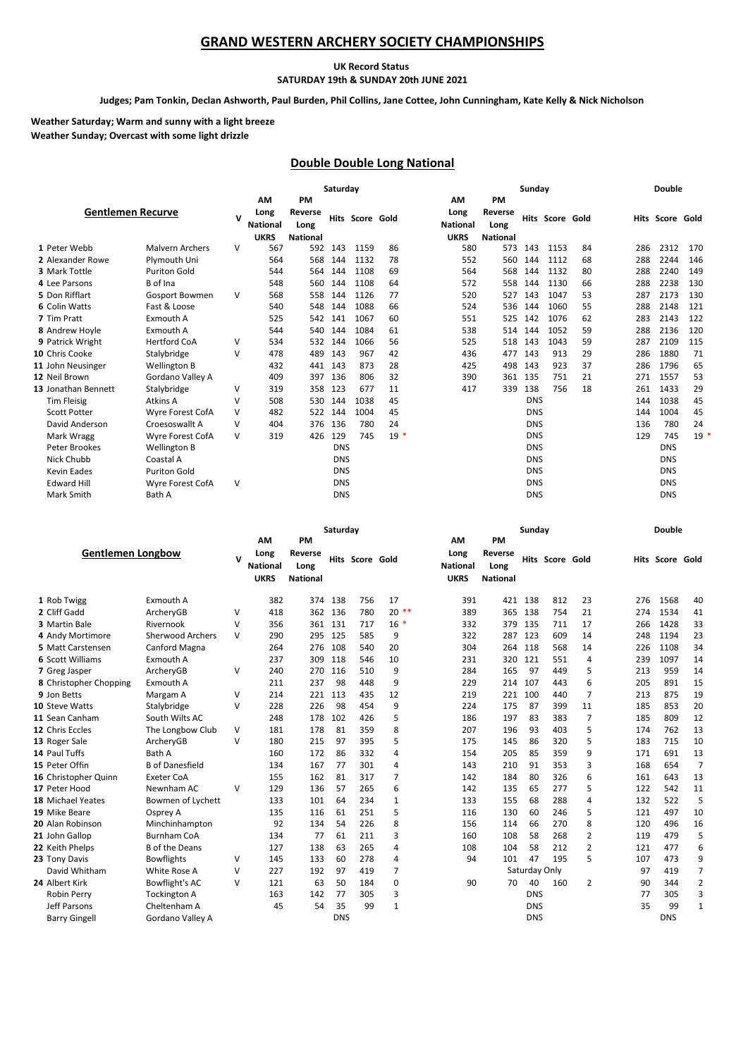# GRAND WESTERN ARCHERY SOCIETY CHAMPIONSHIPS

**UK Record Status**

**SATURDAY 19th & SUNDAY 20th JUNE 2021**

**Judges; Pam Tonkin, Declan Ashworth, Paul Burden, Phil Collins, Jane Cottee, John Cunningham, Kate Kelly & Nick Nicholson**

**Weather Saturday; Warm and sunny with a light breeze**
**Weather Sunday; Overcast with some light drizzle**

## Double Double Long National

| | | | | Saturday | | | | | Sunday | | | | | Double | | |
|---|---|---|---|---|---|---|---|---|---|---|---|---|---|---|---|---|
| **Gentlemen Recurve** | | V | AM Long National UKRS | PM Reverse Long National | Hits | Score | Gold | AM Long National UKRS | PM Reverse Long National | Hits | Score | Gold | Hits | Score | Gold |
| 1 Peter Webb | Malvern Archers | V | 567 | 592 | 143 | 1159 | 86 | 580 | 573 | 143 | 1153 | 84 | 286 | 2312 | 170 |
| 2 Alexander Rowe | Plymouth Uni | | 564 | 568 | 144 | 1132 | 78 | 552 | 560 | 144 | 1112 | 68 | 288 | 2244 | 146 |
| 3 Mark Tottle | Puriton Gold | | 544 | 564 | 144 | 1108 | 69 | 564 | 568 | 144 | 1132 | 80 | 288 | 2240 | 149 |
| 4 Lee Parsons | B of Ina | | 548 | 560 | 144 | 1108 | 64 | 572 | 558 | 144 | 1130 | 66 | 288 | 2238 | 130 |
| 5 Don Rifflart | Gosport Bowmen | V | 568 | 558 | 144 | 1126 | 77 | 520 | 527 | 143 | 1047 | 53 | 287 | 2173 | 130 |
| 6 Colin Watts | Fast & Loose | | 540 | 548 | 144 | 1088 | 66 | 524 | 536 | 144 | 1060 | 55 | 288 | 2148 | 121 |
| 7 Tim Pratt | Exmouth A | | 525 | 542 | 141 | 1067 | 60 | 551 | 525 | 142 | 1076 | 62 | 283 | 2143 | 122 |
| 8 Andrew Hoyle | Exmouth A | | 544 | 540 | 144 | 1084 | 61 | 538 | 514 | 144 | 1052 | 59 | 288 | 2136 | 120 |
| 9 Patrick Wright | Hertford CoA | V | 534 | 532 | 144 | 1066 | 56 | 525 | 518 | 143 | 1043 | 59 | 287 | 2109 | 115 |
| 10 Chris Cooke | Stalybridge | V | 478 | 489 | 143 | 967 | 42 | 436 | 477 | 143 | 913 | 29 | 286 | 1880 | 71 |
| 11 John Neusinger | Wellington B | | 432 | 441 | 143 | 873 | 28 | 425 | 498 | 143 | 923 | 37 | 286 | 1796 | 65 |
| 12 Neil Brown | Gordano Valley A | | 409 | 397 | 136 | 806 | 32 | 390 | 361 | 135 | 751 | 21 | 271 | 1557 | 53 |
| 13 Jonathan Bennett | Stalybridge | V | 319 | 358 | 123 | 677 | 11 | 417 | 339 | 138 | 756 | 18 | 261 | 1433 | 29 |
| Tim Fleisig | Atkins A | V | 508 | 530 | 144 | 1038 | 45 | | | DNS | | | 144 | 1038 | 45 |
| Scott Potter | Wyre Forest CofA | V | 482 | 522 | 144 | 1004 | 45 | | | DNS | | | 144 | 1004 | 45 |
| David Anderson | Croesoswallt A | V | 404 | 376 | 136 | 780 | 24 | | | DNS | | | 136 | 780 | 24 |
| Mark Wragg | Wyre Forest CofA | V | 319 | 426 | 129 | 745 | 19 * | | | DNS | | | 129 | 745 | 19 * |
| Peter Brookes | Wellington B | | | | DNS | | | | | DNS | | | | DNS | |
| Nick Chubb | Coastal A | | | | DNS | | | | | DNS | | | | DNS | |
| Kevin Eades | Puriton Gold | | | | DNS | | | | | DNS | | | | DNS | |
| Edward Hill | Wyre Forest CofA | V | | | DNS | | | | | DNS | | | | DNS | |
| Mark Smith | Bath A | | | | DNS | | | | | DNS | | | | DNS | |

| | | | | Saturday | | | | | Sunday | | | | | Double | | |
|---|---|---|---|---|---|---|---|---|---|---|---|---|---|---|---|---|
| **Gentlemen Longbow** | | V | AM Long National UKRS | PM Reverse Long National | Hits | Score | Gold | AM Long National UKRS | PM Reverse Long National | Hits | Score | Gold | Hits | Score | Gold |
| 1 Rob Twigg | Exmouth A | | 382 | 374 | 138 | 756 | 17 | 391 | 421 | 138 | 812 | 23 | 276 | 1568 | 40 |
| 2 Cliff Gadd | ArcheryGB | V | 418 | 362 | 136 | 780 | 20 ** | 389 | 365 | 138 | 754 | 21 | 274 | 1534 | 41 |
| 3 Martin Bale | Rivernook | V | 356 | 361 | 131 | 717 | 16 * | 332 | 379 | 135 | 711 | 17 | 266 | 1428 | 33 |
| 4 Andy Mortimore | Sherwood Archers | V | 290 | 295 | 125 | 585 | 9 | 322 | 287 | 123 | 609 | 14 | 248 | 1194 | 23 |
| 5 Matt Carstensen | Canford Magna | | 264 | 276 | 108 | 540 | 20 | 304 | 264 | 118 | 568 | 14 | 226 | 1108 | 34 |
| 6 Scott Williams | Exmouth A | | 237 | 309 | 118 | 546 | 10 | 231 | 320 | 121 | 551 | 4 | 239 | 1097 | 14 |
| 7 Greg Jasper | ArcheryGB | V | 240 | 270 | 116 | 510 | 9 | 284 | 165 | 97 | 449 | 5 | 213 | 959 | 14 |
| 8 Christopher Chopping | Exmouth A | | 211 | 237 | 98 | 448 | 9 | 229 | 214 | 107 | 443 | 6 | 205 | 891 | 15 |
| 9 Jon Betts | Margam A | V | 214 | 221 | 113 | 435 | 12 | 219 | 221 | 100 | 440 | 7 | 213 | 875 | 19 |
| 10 Steve Watts | Stalybridge | V | 228 | 226 | 98 | 454 | 9 | 224 | 175 | 87 | 399 | 11 | 185 | 853 | 20 |
| 11 Sean Canham | South Wilts AC | | 248 | 178 | 102 | 426 | 5 | 186 | 197 | 83 | 383 | 7 | 185 | 809 | 12 |
| 12 Chris Eccles | The Longbow Club | V | 181 | 178 | 81 | 359 | 8 | 207 | 196 | 93 | 403 | 5 | 174 | 762 | 13 |
| 13 Roger Sale | ArcheryGB | V | 180 | 215 | 97 | 395 | 5 | 175 | 145 | 86 | 320 | 5 | 183 | 715 | 10 |
| 14 Paul Tuffs | Bath A | | 160 | 172 | 86 | 332 | 4 | 154 | 205 | 85 | 359 | 9 | 171 | 691 | 13 |
| 15 Peter Offin | B of Danesfield | | 134 | 167 | 77 | 301 | 4 | 143 | 210 | 91 | 353 | 3 | 168 | 654 | 7 |
| 16 Christopher Quinn | Exeter CoA | | 155 | 162 | 81 | 317 | 7 | 142 | 184 | 80 | 326 | 6 | 161 | 643 | 13 |
| 17 Peter Hood | Newnham AC | V | 129 | 136 | 57 | 265 | 6 | 142 | 135 | 65 | 277 | 5 | 122 | 542 | 11 |
| 18 Michael Yeates | Bowmen of Lychett | | 133 | 101 | 64 | 234 | 1 | 133 | 155 | 68 | 288 | 4 | 132 | 522 | 5 |
| 19 Mike Beare | Osprey A | | 135 | 116 | 61 | 251 | 5 | 116 | 130 | 60 | 246 | 5 | 121 | 497 | 10 |
| 20 Alan Robinson | Minchinhampton | | 92 | 134 | 54 | 226 | 8 | 156 | 114 | 66 | 270 | 8 | 120 | 496 | 16 |
| 21 John Gallop | Burnham CoA | | 134 | 77 | 61 | 211 | 3 | 160 | 108 | 58 | 268 | 2 | 119 | 479 | 5 |
| 22 Keith Phelps | B of the Deans | | 127 | 138 | 63 | 265 | 4 | 108 | 104 | 58 | 212 | 2 | 121 | 477 | 6 |
| 23 Tony Davis | Bowflights | V | 145 | 133 | 60 | 278 | 4 | 94 | 101 | 47 | 195 | 5 | 107 | 473 | 9 |
| David Whitham | White Rose A | V | 227 | 192 | 97 | 419 | 7 | | | Saturday Only | | | 97 | 419 | 7 |
| 24 Albert Kirk | Bowflight's AC | V | 121 | 63 | 50 | 184 | 0 | 90 | 70 | 40 | 160 | 2 | 90 | 344 | 2 |
| Robin Perry | Tockington A | | 163 | 142 | 77 | 305 | 3 | | | DNS | | | 77 | 305 | 3 |
| Jeff Parsons | Cheltenham A | | 45 | 54 | 35 | 99 | 1 | | | DNS | | | 35 | 99 | 1 |
| Barry Gingell | Gordano Valley A | | | | DNS | | | | | DNS | | | | DNS | |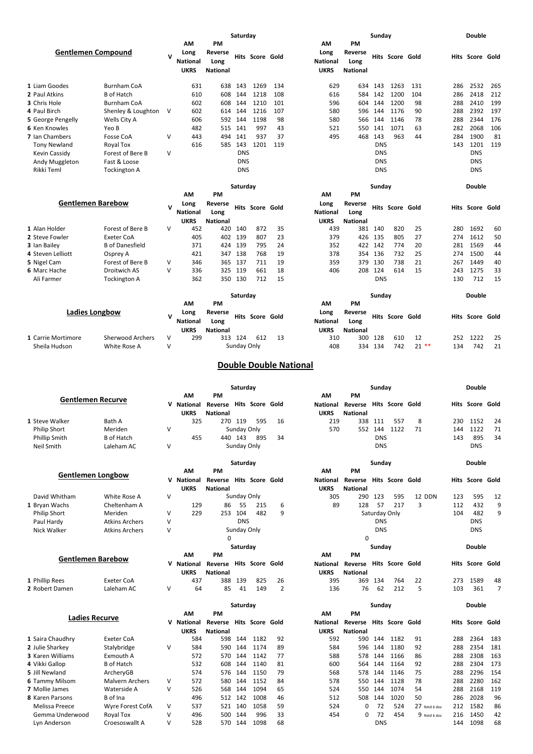## Gentlemen Compound

| | Name | Club | V | Saturday AM Long National UKRS | Saturday PM Reverse Long National | Saturday Hits | Saturday Score | Saturday Gold | Sunday AM Long National UKRS | Sunday PM Reverse Long National | Sunday Hits | Sunday Score | Sunday Gold | Double Hits | Double Score | Double Gold |
|---|---|---|---|---|---|---|---|---|---|---|---|---|---|---|---|---|
| 1 | Liam Goodes | Burnham CoA | | 631 | 638 | 143 | 1269 | 134 | 629 | 634 | 143 | 1263 | 131 | 286 | 2532 | 265 |
| 2 | Paul Atkins | B of Hatch | | 610 | 608 | 144 | 1218 | 108 | 616 | 584 | 142 | 1200 | 104 | 286 | 2418 | 212 |
| 3 | Chris Hole | Burnham CoA | | 602 | 608 | 144 | 1210 | 101 | 596 | 604 | 144 | 1200 | 98 | 288 | 2410 | 199 |
| 4 | Paul Birch | Shenley & Loughton | V | 602 | 614 | 144 | 1216 | 107 | 580 | 596 | 144 | 1176 | 90 | 288 | 2392 | 197 |
| 5 | George Pengelly | Wells City A | | 606 | 592 | 144 | 1198 | 98 | 580 | 566 | 144 | 1146 | 78 | 288 | 2344 | 176 |
| 6 | Ken Knowles | Yeo B | | 482 | 515 | 141 | 997 | 43 | 521 | 550 | 141 | 1071 | 63 | 282 | 2068 | 106 |
| 7 | Ian Chambers | Fosse CoA | V | 443 | 494 | 141 | 937 | 37 | 495 | 468 | 143 | 963 | 44 | 284 | 1900 | 81 |
| | Tony Newland | Royal Tox | | 616 | 585 | 143 | 1201 | 119 | | | DNS | | | 143 | 1201 | 119 |
| | Kevin Cassidy | Forest of Bere B | V | | | DNS | | | | | DNS | | | | DNS | |
| | Andy Muggleton | Fast & Loose | | | | DNS | | | | | DNS | | | | DNS | |
| | Rikki Teml | Tockington A | | | | DNS | | | | | DNS | | | | DNS | |

## Gentlemen Barebow

| | Name | Club | V | Saturday AM Long National UKRS | Saturday PM Reverse Long National | Saturday Hits | Saturday Score | Saturday Gold | Sunday AM Long National UKRS | Sunday PM Reverse Long National | Sunday Hits | Sunday Score | Sunday Gold | Double Hits | Double Score | Double Gold |
|---|---|---|---|---|---|---|---|---|---|---|---|---|---|---|---|---|
| 1 | Alan Holder | Forest of Bere B | V | 452 | 420 | 140 | 872 | 35 | 439 | 381 | 140 | 820 | 25 | 280 | 1692 | 60 |
| 2 | Steve Fowler | Exeter CoA | | 405 | 402 | 139 | 807 | 23 | 379 | 426 | 135 | 805 | 27 | 274 | 1612 | 50 |
| 3 | Ian Bailey | B of Danesfield | | 371 | 424 | 139 | 795 | 24 | 352 | 422 | 142 | 774 | 20 | 281 | 1569 | 44 |
| 4 | Steven Lelliott | Osprey A | | 421 | 347 | 138 | 768 | 19 | 378 | 354 | 136 | 732 | 25 | 274 | 1500 | 44 |
| 5 | Nigel Cam | Forest of Bere B | V | 346 | 365 | 137 | 711 | 19 | 359 | 379 | 130 | 738 | 21 | 267 | 1449 | 40 |
| 6 | Marc Hache | Droitwich AS | V | 336 | 325 | 119 | 661 | 18 | 406 | 208 | 124 | 614 | 15 | 243 | 1275 | 33 |
| | Ali Farmer | Tockington A | | 362 | 350 | 130 | 712 | 15 | | | DNS | | | 130 | 712 | 15 |

## Ladies Longbow

| | Name | Club | V | Saturday AM Long National UKRS | Saturday PM Reverse Long National | Saturday Hits | Saturday Score | Saturday Gold | Sunday AM Long National UKRS | Sunday PM Reverse Long National | Sunday Hits | Sunday Score | Sunday Gold | Double Hits | Double Score | Double Gold |
|---|---|---|---|---|---|---|---|---|---|---|---|---|---|---|---|---|
| 1 | Carrie Mortimore | Sherwood Archers | V | 299 | 313 | 124 | 612 | 13 | 310 | 300 | 128 | 610 | 12 | 252 | 1222 | 25 |
| | Sheila Hudson | White Rose A | V | | | Sunday Only | | | 408 | 334 | 134 | 742 | 21 ** | 134 | 742 | 21 |

# Double Double National

## Gentlemen Recurve

| | Name | Club | V | Saturday AM National UKRS | Saturday PM Reverse National | Saturday Hits | Saturday Score | Saturday Gold | Sunday AM National UKRS | Sunday PM Reverse National | Sunday Hits | Sunday Score | Sunday Gold | Double Hits | Double Score | Double Gold |
|---|---|---|---|---|---|---|---|---|---|---|---|---|---|---|---|---|
| 1 | Steve Walker | Bath A | | 325 | 270 | 119 | 595 | 16 | 219 | 338 | 111 | 557 | 8 | 230 | 1152 | 24 |
| | Philip Short | Meriden | V | | | Sunday Only | | | 570 | 552 | 144 | 1122 | 71 | 144 | 1122 | 71 |
| | Phillip Smith | B of Hatch | | 455 | 440 | 143 | 895 | 34 | | | DNS | | | 143 | 895 | 34 |
| | Neil Smith | Laleham AC | V | | | Sunday Only | | | | | DNS | | | | DNS | |

## Gentlemen Longbow

| | Name | Club | V | Saturday AM National UKRS | Saturday PM Reverse National | Saturday Hits | Saturday Score | Saturday Gold | Sunday AM National UKRS | Sunday PM Reverse National | Sunday Hits | Sunday Score | Sunday Gold | Double Hits | Double Score | Double Gold |
|---|---|---|---|---|---|---|---|---|---|---|---|---|---|---|---|---|
| | David Whitham | White Rose A | V | | | Sunday Only | | | 305 | 290 | 123 | 595 | 12 DDN | 123 | 595 | 12 |
| 1 | Bryan Wachs | Cheltenham A | | 129 | 86 | 55 | 215 | 6 | 89 | 128 | 57 | 217 | 3 | 112 | 432 | 9 |
| | Philip Short | Meriden | V | 229 | 253 | 104 | 482 | 9 | | | Saturday Only | | | 104 | 482 | 9 |
| | Paul Hardy | Atkins Archers | V | | | DNS | | | | | DNS | | | | DNS | |
| | Nick Walker | Atkins Archers | V | | | Sunday Only | | | | | DNS | | | | DNS | |
| | | | | | 0 | | | | 0 | | | | | | | |

## Gentlemen Barebow

| | Name | Club | V | Saturday AM National UKRS | Saturday PM Reverse National | Saturday Hits | Saturday Score | Saturday Gold | Sunday AM National UKRS | Sunday PM Reverse National | Sunday Hits | Sunday Score | Sunday Gold | Double Hits | Double Score | Double Gold |
|---|---|---|---|---|---|---|---|---|---|---|---|---|---|---|---|---|
| 1 | Phillip Rees | Exeter CoA | | 437 | 388 | 139 | 825 | 26 | 395 | 369 | 134 | 764 | 22 | 273 | 1589 | 48 |
| 2 | Robert Damen | Laleham AC | V | 64 | 85 | 41 | 149 | 2 | 136 | 76 | 62 | 212 | 5 | 103 | 361 | 7 |

## Ladies Recurve

| | Name | Club | V | Saturday AM National UKRS | Saturday PM Reverse National | Saturday Hits | Saturday Score | Saturday Gold | Sunday AM National UKRS | Sunday PM Reverse National | Sunday Hits | Sunday Score | Sunday Gold | Double Hits | Double Score | Double Gold |
|---|---|---|---|---|---|---|---|---|---|---|---|---|---|---|---|---|
| 1 | Saira Chaudhry | Exeter CoA | | 584 | 598 | 144 | 1182 | 92 | 592 | 590 | 144 | 1182 | 91 | 288 | 2364 | 183 |
| 2 | Julie Sharkey | Stalybridge | V | 584 | 590 | 144 | 1174 | 89 | 584 | 596 | 144 | 1180 | 92 | 288 | 2354 | 181 |
| 3 | Karen Williams | Exmouth A | | 572 | 570 | 144 | 1142 | 77 | 588 | 578 | 144 | 1166 | 86 | 288 | 2308 | 163 |
| 4 | Vikki Gallop | B of Hatch | | 532 | 608 | 144 | 1140 | 81 | 600 | 564 | 144 | 1164 | 92 | 288 | 2304 | 173 |
| 5 | Jill Newland | ArcheryGB | | 574 | 576 | 144 | 1150 | 79 | 568 | 578 | 144 | 1146 | 75 | 288 | 2296 | 154 |
| 6 | Tammy Milsom | Malvern Archers | V | 572 | 580 | 144 | 1152 | 84 | 578 | 550 | 144 | 1128 | 78 | 288 | 2280 | 162 |
| 7 | Mollie James | Waterside A | V | 526 | 568 | 144 | 1094 | 65 | 524 | 550 | 144 | 1074 | 54 | 288 | 2168 | 119 |
| 8 | Karen Parsons | B of Ina | | 496 | 512 | 142 | 1008 | 46 | 512 | 508 | 144 | 1020 | 50 | 286 | 2028 | 96 |
| | Melissa Preece | Wyre Forest CofA | V | 537 | 521 | 140 | 1058 | 59 | 524 | 0 | 72 | 524 | 27 Retd 6 doz | 212 | 1582 | 86 |
| | Gemma Underwood | Royal Tox | V | 496 | 500 | 144 | 996 | 33 | 454 | 0 | 72 | 454 | 9 Retd 6 doz | 216 | 1450 | 42 |
| | Lyn Anderson | Croesoswallt A | V | 528 | 570 | 144 | 1098 | 68 | | | DNS | | | 144 | 1098 | 68 |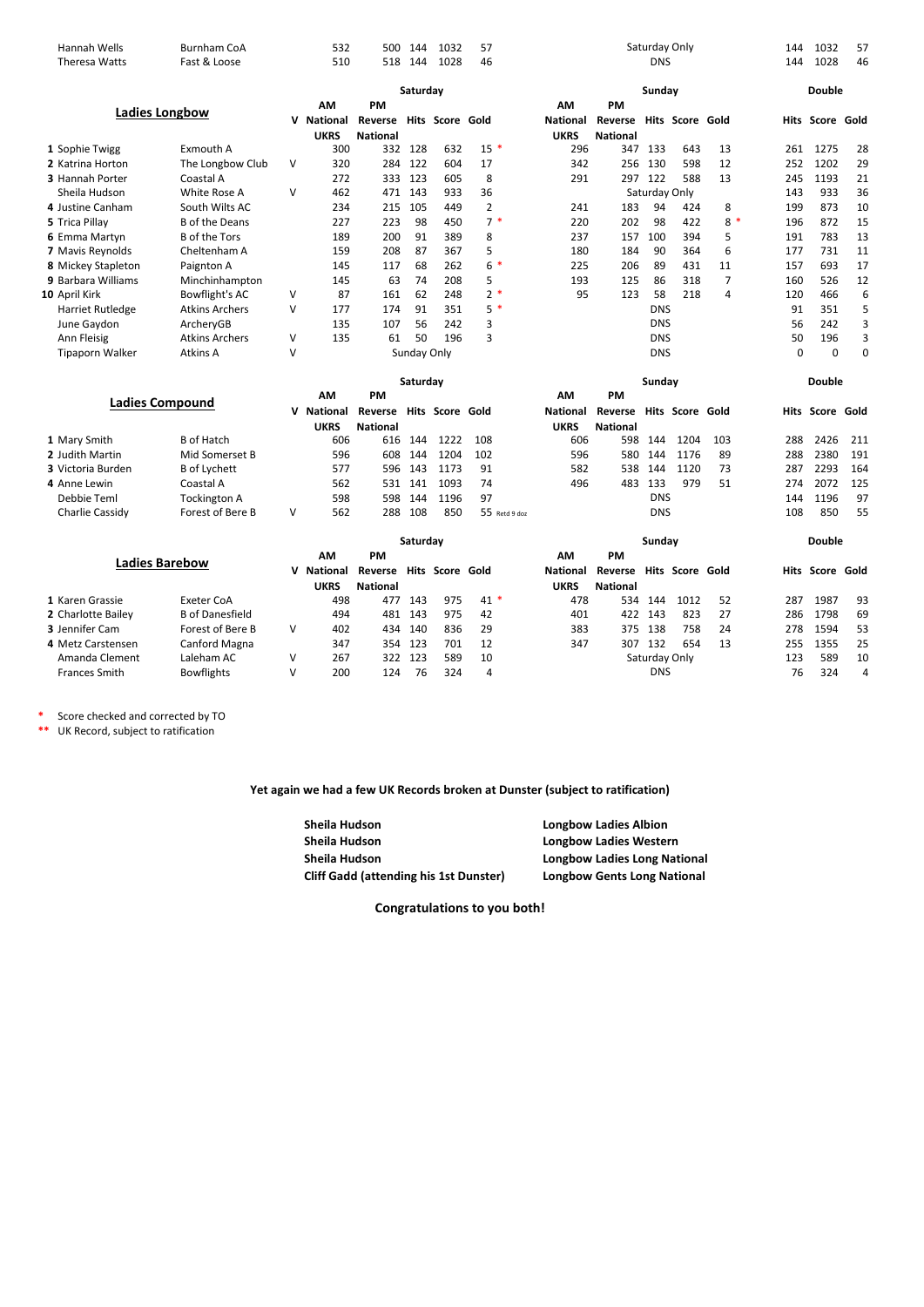| | | | | | | | | | | | | | | | | | |
|---|---|---|---|---|---|---|---|---|---|---|---|---|---|---|---|---|---|
| Hannah Wells | Burnham CoA | | 532 | 500 | 144 | 1032 | 57 | Saturday Only | | | | | | 144 | 1032 | 57 |
| Theresa Watts | Fast & Loose | | 510 | 518 | 144 | 1028 | 46 | DNS | | | | | | 144 | 1028 | 46 |

| Ladies Longbow | | V | Saturday AM National UKRS | PM Reverse National | Hits | Score | Gold | Sunday AM National UKRS | PM Reverse National | Hits | Score | Gold | Double Hits | Score | Gold |
|---|---|---|---|---|---|---|---|---|---|---|---|---|---|---|---|
| 1 Sophie Twigg | Exmouth A | | 300 | 332 | 128 | 632 | 15 * | 296 | 347 | 133 | 643 | 13 | 261 | 1275 | 28 |
| 2 Katrina Horton | The Longbow Club | V | 320 | 284 | 122 | 604 | 17 | 342 | 256 | 130 | 598 | 12 | 252 | 1202 | 29 |
| 3 Hannah Porter | Coastal A | | 272 | 333 | 123 | 605 | 8 | 291 | 297 | 122 | 588 | 13 | 245 | 1193 | 21 |
| Sheila Hudson | White Rose A | V | 462 | 471 | 143 | 933 | 36 | Saturday Only | | | | | 143 | 933 | 36 |
| 4 Justine Canham | South Wilts AC | | 234 | 215 | 105 | 449 | 2 | 241 | 183 | 94 | 424 | 8 | 199 | 873 | 10 |
| 5 Trica Pillay | B of the Deans | | 227 | 223 | 98 | 450 | 7 * | 220 | 202 | 98 | 422 | 8 * | 196 | 872 | 15 |
| 6 Emma Martyn | B of the Tors | | 189 | 200 | 91 | 389 | 8 | 237 | 157 | 100 | 394 | 5 | 191 | 783 | 13 |
| 7 Mavis Reynolds | Cheltenham A | | 159 | 208 | 87 | 367 | 5 | 180 | 184 | 90 | 364 | 6 | 177 | 731 | 11 |
| 8 Mickey Stapleton | Paignton A | | 145 | 117 | 68 | 262 | 6 * | 225 | 206 | 89 | 431 | 11 | 157 | 693 | 17 |
| 9 Barbara Williams | Minchinhampton | | 145 | 63 | 74 | 208 | 5 | 193 | 125 | 86 | 318 | 7 | 160 | 526 | 12 |
| 10 April Kirk | Bowflight's AC | V | 87 | 161 | 62 | 248 | 2 * | 95 | 123 | 58 | 218 | 4 | 120 | 466 | 6 |
| Harriet Rutledge | Atkins Archers | V | 177 | 174 | 91 | 351 | 5 * | DNS | | | | | 91 | 351 | 5 |
| June Gaydon | ArcheryGB | | 135 | 107 | 56 | 242 | 3 | DNS | | | | | 56 | 242 | 3 |
| Ann Fleisig | Atkins Archers | V | 135 | 61 | 50 | 196 | 3 | DNS | | | | | 50 | 196 | 3 |
| Tipaporn Walker | Atkins A | V | Sunday Only | | | | | DNS | | | | | 0 | 0 | 0 |

| Ladies Compound | | V | Saturday AM National UKRS | PM Reverse National | Hits | Score | Gold | Sunday AM National UKRS | PM Reverse National | Hits | Score | Gold | Double Hits | Score | Gold |
|---|---|---|---|---|---|---|---|---|---|---|---|---|---|---|---|
| 1 Mary Smith | B of Hatch | | 606 | 616 | 144 | 1222 | 108 | 606 | 598 | 144 | 1204 | 103 | 288 | 2426 | 211 |
| 2 Judith Martin | Mid Somerset B | | 596 | 608 | 144 | 1204 | 102 | 596 | 580 | 144 | 1176 | 89 | 288 | 2380 | 191 |
| 3 Victoria Burden | B of Lychett | | 577 | 596 | 143 | 1173 | 91 | 582 | 538 | 144 | 1120 | 73 | 287 | 2293 | 164 |
| 4 Anne Lewin | Coastal A | | 562 | 531 | 141 | 1093 | 74 | 496 | 483 | 133 | 979 | 51 | 274 | 2072 | 125 |
| Debbie Teml | Tockington A | | 598 | 598 | 144 | 1196 | 97 | DNS | | | | | 144 | 1196 | 97 |
| Charlie Cassidy | Forest of Bere B | V | 562 | 288 | 108 | 850 | 55 Retd 9 doz | DNS | | | | | 108 | 850 | 55 |

| Ladies Barebow | | V | Saturday AM National UKRS | PM Reverse National | Hits | Score | Gold | Sunday AM National UKRS | PM Reverse National | Hits | Score | Gold | Double Hits | Score | Gold |
|---|---|---|---|---|---|---|---|---|---|---|---|---|---|---|---|
| 1 Karen Grassie | Exeter CoA | | 498 | 477 | 143 | 975 | 41 * | 478 | 534 | 144 | 1012 | 52 | 287 | 1987 | 93 |
| 2 Charlotte Bailey | B of Danesfield | | 494 | 481 | 143 | 975 | 42 | 401 | 422 | 143 | 823 | 27 | 286 | 1798 | 69 |
| 3 Jennifer Cam | Forest of Bere B | V | 402 | 434 | 140 | 836 | 29 | 383 | 375 | 138 | 758 | 24 | 278 | 1594 | 53 |
| 4 Metz Carstensen | Canford Magna | | 347 | 354 | 123 | 701 | 12 | 347 | 307 | 132 | 654 | 13 | 255 | 1355 | 25 |
| Amanda Clement | Laleham AC | V | 267 | 322 | 123 | 589 | 10 | Saturday Only | | | | | 123 | 589 | 10 |
| Frances Smith | Bowflights | V | 200 | 124 | 76 | 324 | 4 | DNS | | | | | 76 | 324 | 4 |

\* Score checked and corrected by TO

\*\* UK Record, subject to ratification

**Yet again we had a few UK Records broken at Dunster (subject to ratification)**

| | |
|---|---|
| **Sheila Hudson** | **Longbow Ladies Albion** |
| **Sheila Hudson** | **Longbow Ladies Western** |
| **Sheila Hudson** | **Longbow Ladies Long National** |
| **Cliff Gadd (attending his 1st Dunster)** | **Longbow Gents Long National** |

**Congratulations to you both!**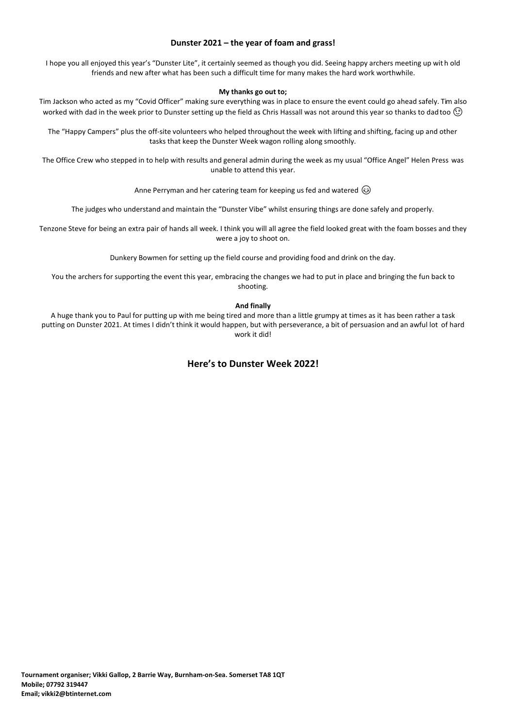## Dunster 2021 – the year of foam and grass!

I hope you all enjoyed this year's "Dunster Lite", it certainly seemed as though you did. Seeing happy archers meeting up with old friends and new after what has been such a difficult time for many makes the hard work worthwhile.

**My thanks go out to;**

Tim Jackson who acted as my "Covid Officer" making sure everything was in place to ensure the event could go ahead safely. Tim also worked with dad in the week prior to Dunster setting up the field as Chris Hassall was not around this year so thanks to dad too 😉

The "Happy Campers" plus the off-site volunteers who helped throughout the week with lifting and shifting, facing up and other tasks that keep the Dunster Week wagon rolling along smoothly.

The Office Crew who stepped in to help with results and general admin during the week as my usual "Office Angel" Helen Press was unable to attend this year.

Anne Perryman and her catering team for keeping us fed and watered 😋

The judges who understand and maintain the "Dunster Vibe" whilst ensuring things are done safely and properly.

Tenzone Steve for being an extra pair of hands all week. I think you will all agree the field looked great with the foam bosses and they were a joy to shoot on.

Dunkery Bowmen for setting up the field course and providing food and drink on the day.

You the archers for supporting the event this year, embracing the changes we had to put in place and bringing the fun back to shooting.

**And finally**

A huge thank you to Paul for putting up with me being tired and more than a little grumpy at times as it has been rather a task putting on Dunster 2021. At times I didn't think it would happen, but with perseverance, a bit of persuasion and an awful lot of hard work it did!

## Here's to Dunster Week 2022!

**Tournament organiser; Vikki Gallop, 2 Barrie Way, Burnham-on-Sea. Somerset TA8 1QT**
**Mobile; 07792 319447**
**Email; vikki2@btinternet.com**